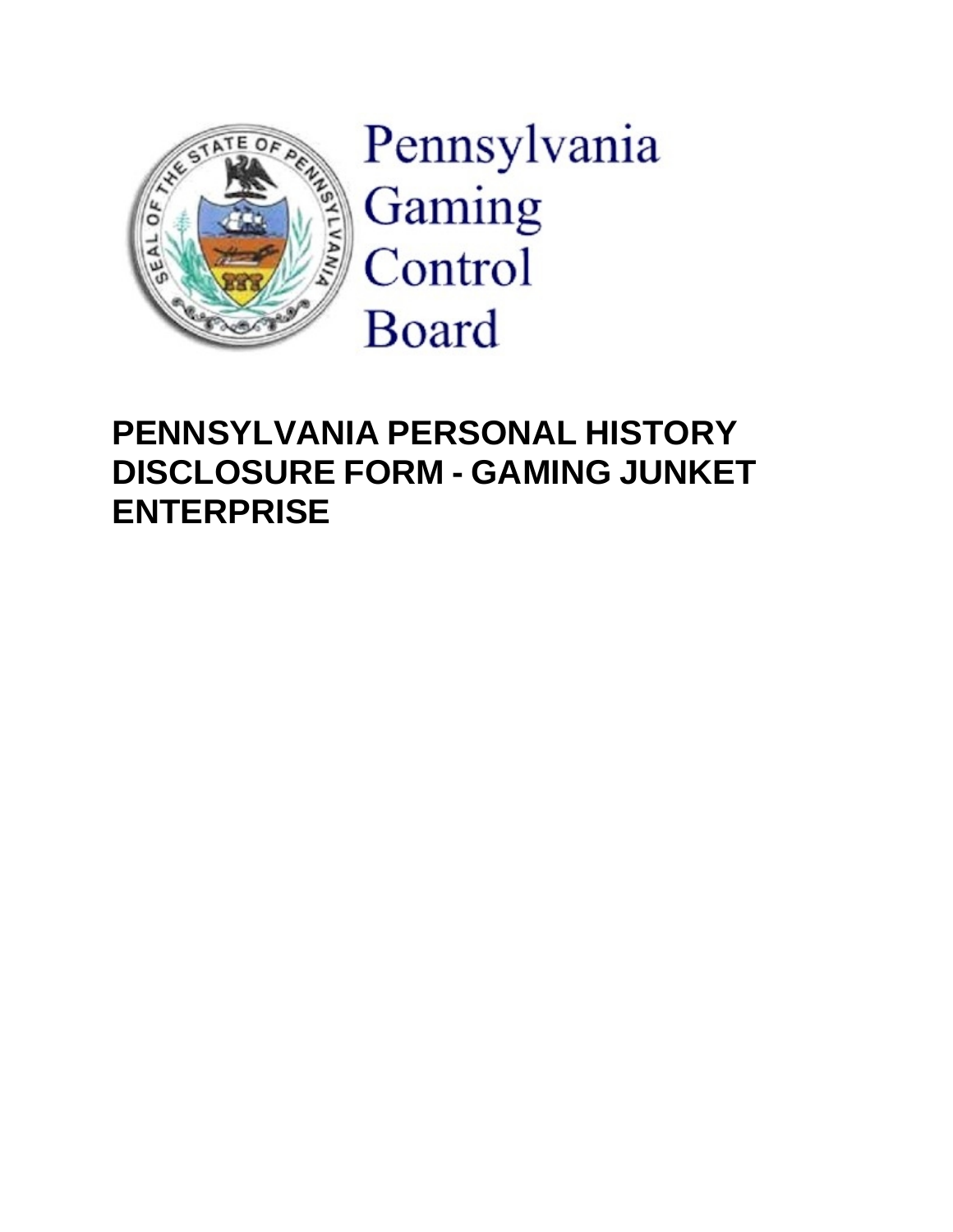Pennsylvania Gaming Control Board

# PENNSYLVANIA PERSONAL HISTORY DISCLOSURE FORM - GAMING JUNKET ENTERPRISE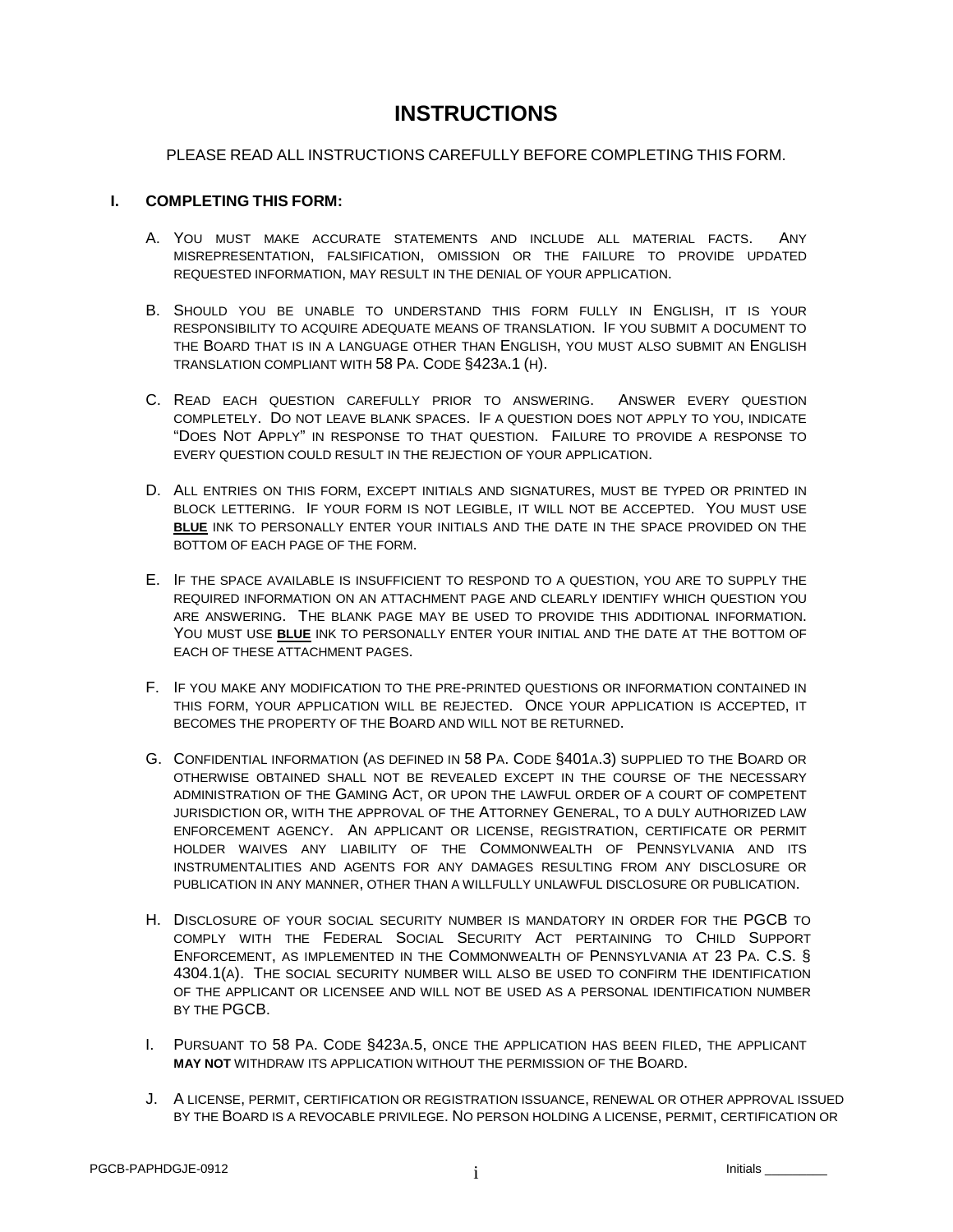# INSTRUCTIONS

PLEASE READ ALL INSTRUCTIONS CAREFULLY BEFORE COMPLETING THIS FORM.

## I. COMPLETING THIS FORM:

A. YOU MUST MAKE ACCURATE STATEMENTS AND INCLUDE ALL MATERIAL FACTS. ANY MISREPRESENTATION, FALSIFICATION, OMISSION OR THE FAILURE TO PROVIDE UPDATED REQUESTED INFORMATION, MAY RESULT IN THE DENIAL OF YOUR APPLICATION.

B. SHOULD YOU BE UNABLE TO UNDERSTAND THIS FORM FULLY IN ENGLISH, IT IS YOUR RESPONSIBILITY TO ACQUIRE ADEQUATE MEANS OF TRANSLATION. IF YOU SUBMIT A DOCUMENT TO THE BOARD THAT IS IN A LANGUAGE OTHER THAN ENGLISH, YOU MUST ALSO SUBMIT AN ENGLISH TRANSLATION COMPLIANT WITH 58 PA. CODE §423A.1 (H).

C. READ EACH QUESTION CAREFULLY PRIOR TO ANSWERING. ANSWER EVERY QUESTION COMPLETELY. DO NOT LEAVE BLANK SPACES. IF A QUESTION DOES NOT APPLY TO YOU, INDICATE "DOES NOT APPLY" IN RESPONSE TO THAT QUESTION. FAILURE TO PROVIDE A RESPONSE TO EVERY QUESTION COULD RESULT IN THE REJECTION OF YOUR APPLICATION.

D. ALL ENTRIES ON THIS FORM, EXCEPT INITIALS AND SIGNATURES, MUST BE TYPED OR PRINTED IN BLOCK LETTERING. IF YOUR FORM IS NOT LEGIBLE, IT WILL NOT BE ACCEPTED. YOU MUST USE **BLUE** INK TO PERSONALLY ENTER YOUR INITIALS AND THE DATE IN THE SPACE PROVIDED ON THE BOTTOM OF EACH PAGE OF THE FORM.

E. IF THE SPACE AVAILABLE IS INSUFFICIENT TO RESPOND TO A QUESTION, YOU ARE TO SUPPLY THE REQUIRED INFORMATION ON AN ATTACHMENT PAGE AND CLEARLY IDENTIFY WHICH QUESTION YOU ARE ANSWERING. THE BLANK PAGE MAY BE USED TO PROVIDE THIS ADDITIONAL INFORMATION. YOU MUST USE **BLUE** INK TO PERSONALLY ENTER YOUR INITIAL AND THE DATE AT THE BOTTOM OF EACH OF THESE ATTACHMENT PAGES.

F. IF YOU MAKE ANY MODIFICATION TO THE PRE-PRINTED QUESTIONS OR INFORMATION CONTAINED IN THIS FORM, YOUR APPLICATION WILL BE REJECTED. ONCE YOUR APPLICATION IS ACCEPTED, IT BECOMES THE PROPERTY OF THE BOARD AND WILL NOT BE RETURNED.

G. CONFIDENTIAL INFORMATION (AS DEFINED IN 58 PA. CODE §401A.3) SUPPLIED TO THE BOARD OR OTHERWISE OBTAINED SHALL NOT BE REVEALED EXCEPT IN THE COURSE OF THE NECESSARY ADMINISTRATION OF THE GAMING ACT, OR UPON THE LAWFUL ORDER OF A COURT OF COMPETENT JURISDICTION OR, WITH THE APPROVAL OF THE ATTORNEY GENERAL, TO A DULY AUTHORIZED LAW ENFORCEMENT AGENCY. AN APPLICANT OR LICENSE, REGISTRATION, CERTIFICATE OR PERMIT HOLDER WAIVES ANY LIABILITY OF THE COMMONWEALTH OF PENNSYLVANIA AND ITS INSTRUMENTALITIES AND AGENTS FOR ANY DAMAGES RESULTING FROM ANY DISCLOSURE OR PUBLICATION IN ANY MANNER, OTHER THAN A WILLFULLY UNLAWFUL DISCLOSURE OR PUBLICATION.

H. DISCLOSURE OF YOUR SOCIAL SECURITY NUMBER IS MANDATORY IN ORDER FOR THE PGCB TO COMPLY WITH THE FEDERAL SOCIAL SECURITY ACT PERTAINING TO CHILD SUPPORT ENFORCEMENT, AS IMPLEMENTED IN THE COMMONWEALTH OF PENNSYLVANIA AT 23 PA. C.S. § 4304.1(A). THE SOCIAL SECURITY NUMBER WILL ALSO BE USED TO CONFIRM THE IDENTIFICATION OF THE APPLICANT OR LICENSEE AND WILL NOT BE USED AS A PERSONAL IDENTIFICATION NUMBER BY THE PGCB.

I. PURSUANT TO 58 PA. CODE §423A.5, ONCE THE APPLICATION HAS BEEN FILED, THE APPLICANT **MAY NOT** WITHDRAW ITS APPLICATION WITHOUT THE PERMISSION OF THE BOARD.

J. A LICENSE, PERMIT, CERTIFICATION OR REGISTRATION ISSUANCE, RENEWAL OR OTHER APPROVAL ISSUED BY THE BOARD IS A REVOCABLE PRIVILEGE. NO PERSON HOLDING A LICENSE, PERMIT, CERTIFICATION OR

PGCB-PAPHDGJE-0912

Initials _________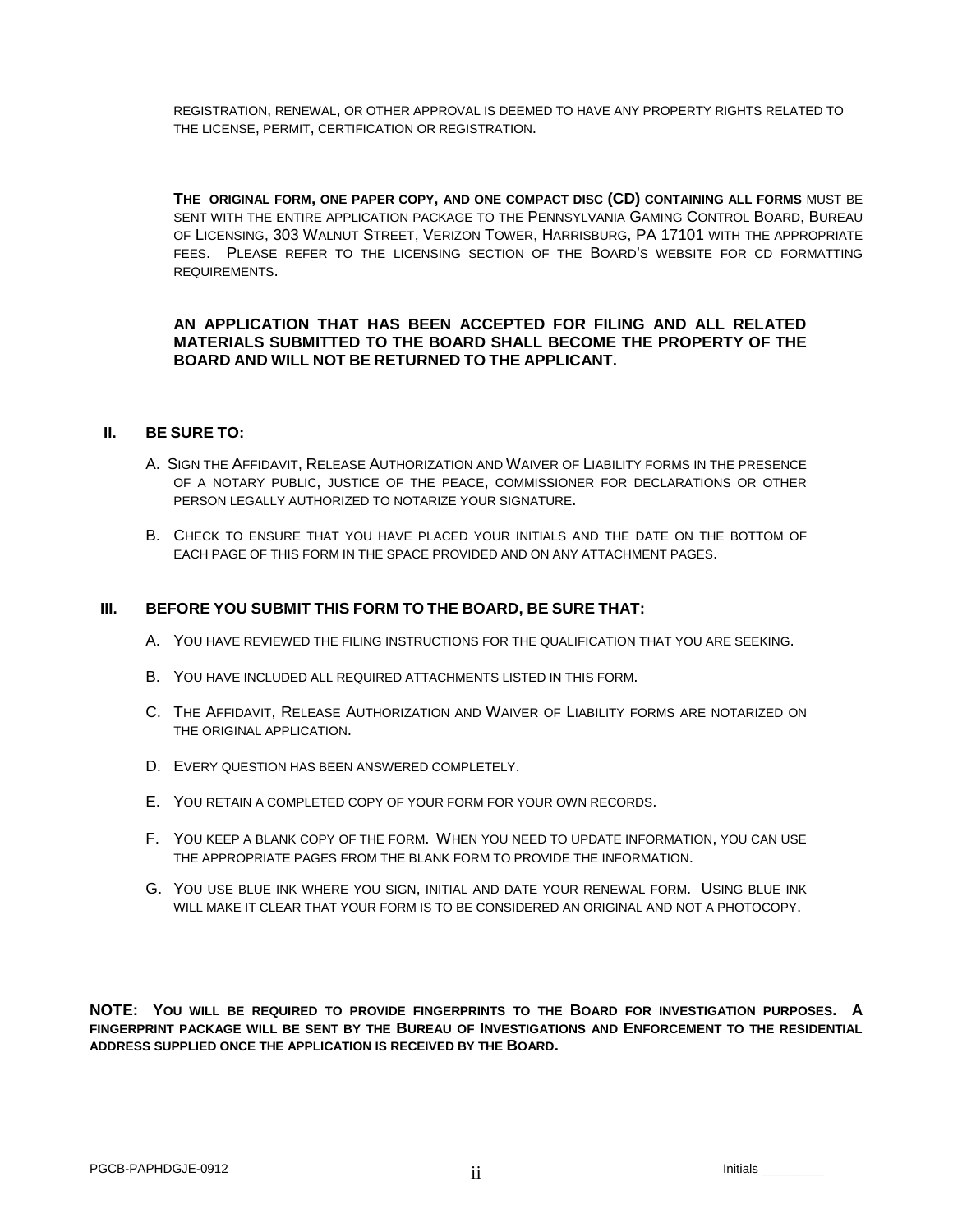REGISTRATION, RENEWAL, OR OTHER APPROVAL IS DEEMED TO HAVE ANY PROPERTY RIGHTS RELATED TO THE LICENSE, PERMIT, CERTIFICATION OR REGISTRATION.

**THE ORIGINAL FORM, ONE PAPER COPY, AND ONE COMPACT DISC (CD) CONTAINING ALL FORMS** MUST BE SENT WITH THE ENTIRE APPLICATION PACKAGE TO THE PENNSYLVANIA GAMING CONTROL BOARD, BUREAU OF LICENSING, 303 WALNUT STREET, VERIZON TOWER, HARRISBURG, PA 17101 WITH THE APPROPRIATE FEES. PLEASE REFER TO THE LICENSING SECTION OF THE BOARD'S WEBSITE FOR CD FORMATTING REQUIREMENTS.

**AN APPLICATION THAT HAS BEEN ACCEPTED FOR FILING AND ALL RELATED MATERIALS SUBMITTED TO THE BOARD SHALL BECOME THE PROPERTY OF THE BOARD AND WILL NOT BE RETURNED TO THE APPLICANT.**

## II. BE SURE TO:

A. SIGN THE AFFIDAVIT, RELEASE AUTHORIZATION AND WAIVER OF LIABILITY FORMS IN THE PRESENCE OF A NOTARY PUBLIC, JUSTICE OF THE PEACE, COMMISSIONER FOR DECLARATIONS OR OTHER PERSON LEGALLY AUTHORIZED TO NOTARIZE YOUR SIGNATURE.

B. CHECK TO ENSURE THAT YOU HAVE PLACED YOUR INITIALS AND THE DATE ON THE BOTTOM OF EACH PAGE OF THIS FORM IN THE SPACE PROVIDED AND ON ANY ATTACHMENT PAGES.

## III. BEFORE YOU SUBMIT THIS FORM TO THE BOARD, BE SURE THAT:

A. YOU HAVE REVIEWED THE FILING INSTRUCTIONS FOR THE QUALIFICATION THAT YOU ARE SEEKING.

B. YOU HAVE INCLUDED ALL REQUIRED ATTACHMENTS LISTED IN THIS FORM.

C. THE AFFIDAVIT, RELEASE AUTHORIZATION AND WAIVER OF LIABILITY FORMS ARE NOTARIZED ON THE ORIGINAL APPLICATION.

D. EVERY QUESTION HAS BEEN ANSWERED COMPLETELY.

E. YOU RETAIN A COMPLETED COPY OF YOUR FORM FOR YOUR OWN RECORDS.

F. YOU KEEP A BLANK COPY OF THE FORM. WHEN YOU NEED TO UPDATE INFORMATION, YOU CAN USE THE APPROPRIATE PAGES FROM THE BLANK FORM TO PROVIDE THE INFORMATION.

G. YOU USE BLUE INK WHERE YOU SIGN, INITIAL AND DATE YOUR RENEWAL FORM. USING BLUE INK WILL MAKE IT CLEAR THAT YOUR FORM IS TO BE CONSIDERED AN ORIGINAL AND NOT A PHOTOCOPY.

**NOTE: YOU WILL BE REQUIRED TO PROVIDE FINGERPRINTS TO THE BOARD FOR INVESTIGATION PURPOSES. A FINGERPRINT PACKAGE WILL BE SENT BY THE BUREAU OF INVESTIGATIONS AND ENFORCEMENT TO THE RESIDENTIAL ADDRESS SUPPLIED ONCE THE APPLICATION IS RECEIVED BY THE BOARD.**

Initials _________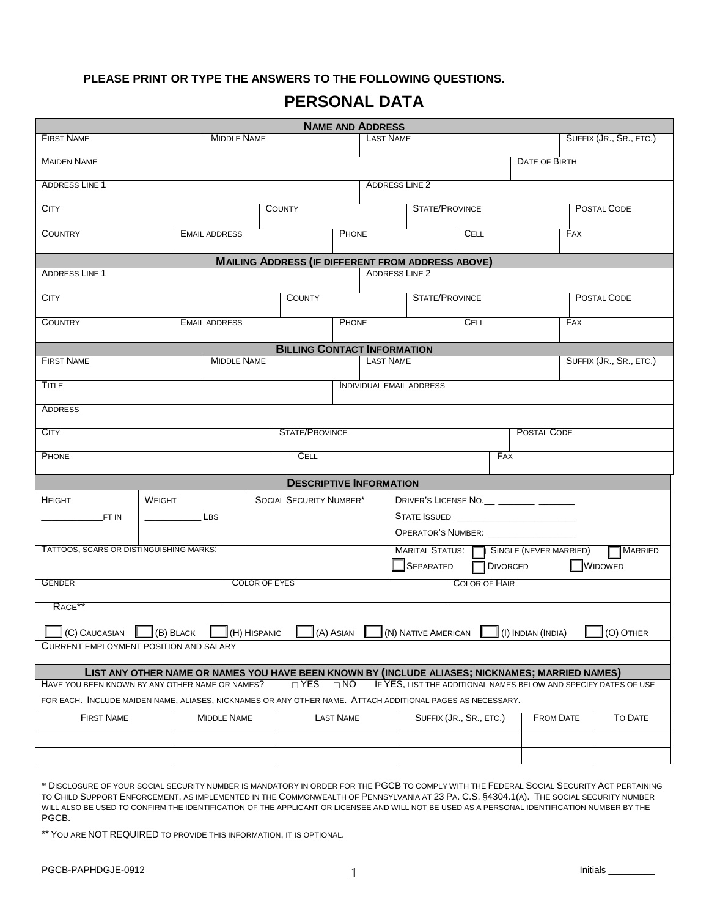**PLEASE PRINT OR TYPE THE ANSWERS TO THE FOLLOWING QUESTIONS.**

# PERSONAL DATA

**NAME AND ADDRESS**

| FIRST NAME | MIDDLE NAME | LAST NAME | SUFFIX (JR., SR., ETC.) |
|---|---|---|---|
| | | | |

| MAIDEN NAME | DATE OF BIRTH |
|---|---|
| | |

| ADDRESS LINE 1 | ADDRESS LINE 2 |
|---|---|
| | |

| CITY | COUNTY | STATE/PROVINCE | POSTAL CODE |
|---|---|---|---|
| | | | |

| COUNTRY | EMAIL ADDRESS | PHONE | CELL | FAX |
|---|---|---|---|---|
| | | | | |

**MAILING ADDRESS (IF DIFFERENT FROM ADDRESS ABOVE)**

| ADDRESS LINE 1 | ADDRESS LINE 2 |
|---|---|
| | |

| CITY | COUNTY | STATE/PROVINCE | POSTAL CODE |
|---|---|---|---|
| | | | |

| COUNTRY | EMAIL ADDRESS | PHONE | CELL | FAX |
|---|---|---|---|---|
| | | | | |

**BILLING CONTACT INFORMATION**

| FIRST NAME | MIDDLE NAME | LAST NAME | SUFFIX (JR., SR., ETC.) |
|---|---|---|---|
| | | | |

| TITLE | INDIVIDUAL EMAIL ADDRESS |
|---|---|
| | |

| ADDRESS |
|---|
| |

| CITY | STATE/PROVINCE | POSTAL CODE |
|---|---|---|
| | | |

| PHONE | CELL | FAX |
|---|---|---|
| | | |

**DESCRIPTIVE INFORMATION**

| HEIGHT | WEIGHT | SOCIAL SECURITY NUMBER* | DRIVER'S LICENSE NO.__ _______ _______ |
|---|---|---|---|
| ___________FT IN | __________ LBS | | STATE ISSUED ________________________ |
| | | | OPERATOR'S NUMBER: _________________ |

| TATTOOS, SCARS OR DISTINGUISHING MARKS: | MARITAL STATUS: ☐ SINGLE (NEVER MARRIED) ☐ MARRIED ☐ SEPARATED ☐ DIVORCED ☐ WIDOWED |
|---|---|
| | |

| GENDER | COLOR OF EYES | COLOR OF HAIR |
|---|---|---|
| | | |

RACE**

☐ (C) CAUCASIAN ☐ (B) BLACK ☐ (H) HISPANIC ☐ (A) ASIAN ☐ (N) NATIVE AMERICAN ☐ (I) INDIAN (INDIA) ☐ (O) OTHER

CURRENT EMPLOYMENT POSITION AND SALARY

**LIST ANY OTHER NAME OR NAMES YOU HAVE BEEN KNOWN BY (INCLUDE ALIASES; NICKNAMES; MARRIED NAMES)**

HAVE YOU BEEN KNOWN BY ANY OTHER NAME OR NAMES? ☐ YES ☐ NO IF YES, LIST THE ADDITIONAL NAMES BELOW AND SPECIFY DATES OF USE FOR EACH. INCLUDE MAIDEN NAME, ALIASES, NICKNAMES OR ANY OTHER NAME. ATTACH ADDITIONAL PAGES AS NECESSARY.

| FIRST NAME | MIDDLE NAME | LAST NAME | SUFFIX (JR., SR., ETC.) | FROM DATE | TO DATE |
|---|---|---|---|---|---|
| | | | | | |
| | | | | | |

* DISCLOSURE OF YOUR SOCIAL SECURITY NUMBER IS MANDATORY IN ORDER FOR THE PGCB TO COMPLY WITH THE FEDERAL SOCIAL SECURITY ACT PERTAINING TO CHILD SUPPORT ENFORCEMENT, AS IMPLEMENTED IN THE COMMONWEALTH OF PENNSYLVANIA AT 23 PA. C.S. §4304.1(A). THE SOCIAL SECURITY NUMBER WILL ALSO BE USED TO CONFIRM THE IDENTIFICATION OF THE APPLICANT OR LICENSEE AND WILL NOT BE USED AS A PERSONAL IDENTIFICATION NUMBER BY THE PGCB.

** YOU ARE NOT REQUIRED TO PROVIDE THIS INFORMATION, IT IS OPTIONAL.

PGCB-PAPHDGJE-0912

Initials ________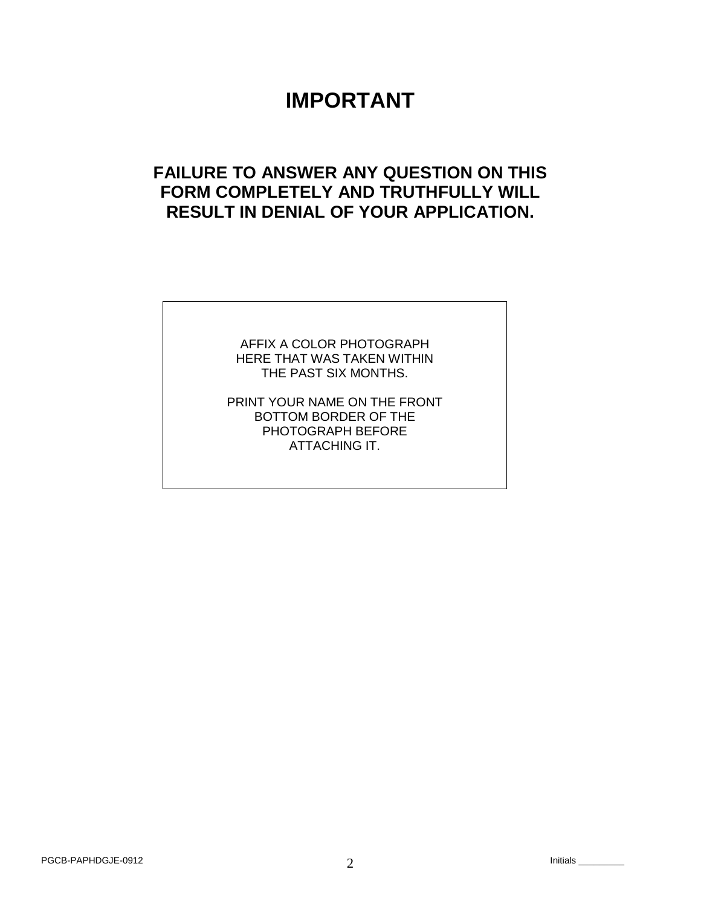# IMPORTANT

## FAILURE TO ANSWER ANY QUESTION ON THIS FORM COMPLETELY AND TRUTHFULLY WILL RESULT IN DENIAL OF YOUR APPLICATION.

AFFIX A COLOR PHOTOGRAPH HERE THAT WAS TAKEN WITHIN THE PAST SIX MONTHS.

PRINT YOUR NAME ON THE FRONT BOTTOM BORDER OF THE PHOTOGRAPH BEFORE ATTACHING IT.

Initials _________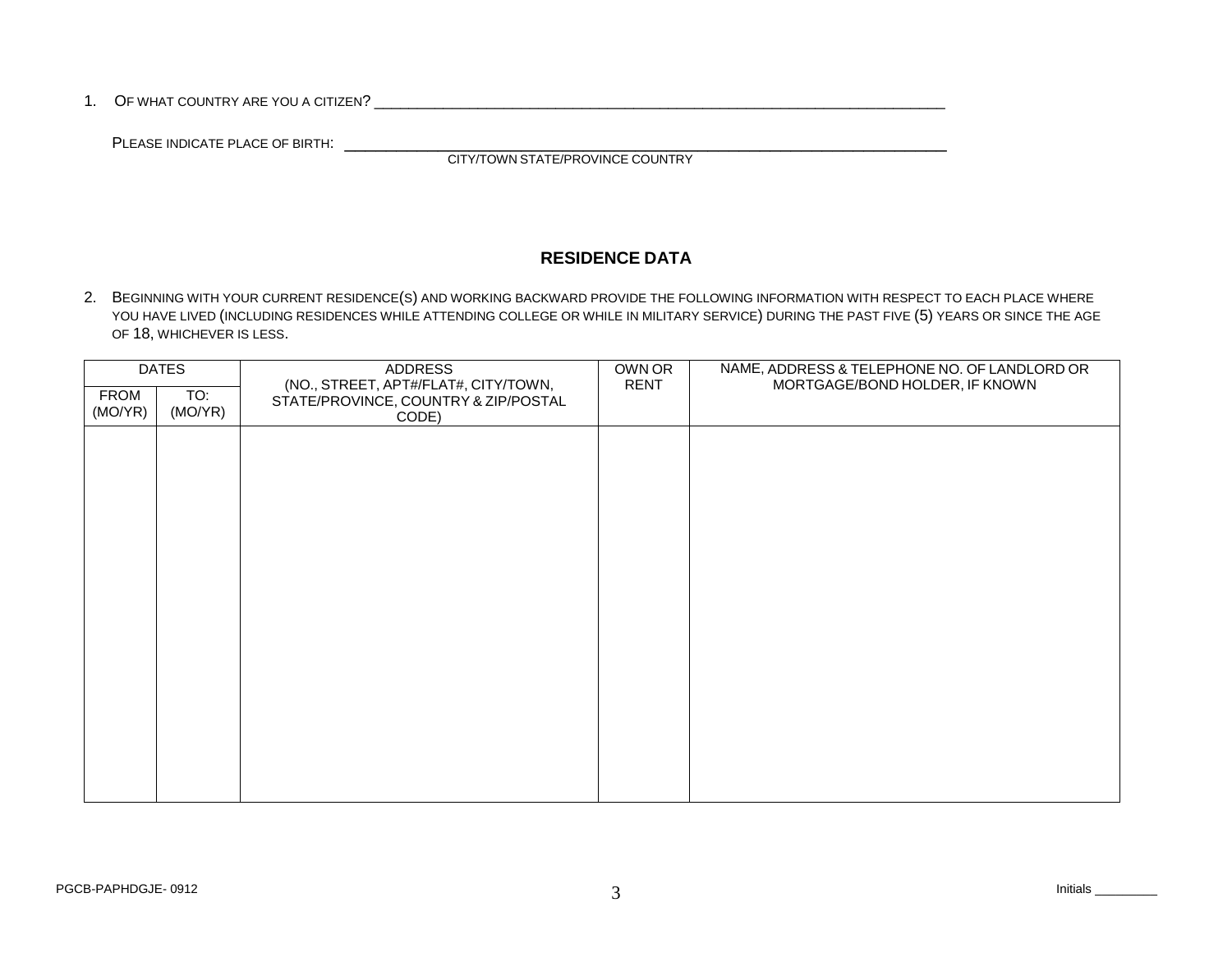1. Of what country are you a citizen? ___________________________________________________________________________

   Please indicate place of birth: ___________________________________________________________________________
   CITY/TOWN STATE/PROVINCE COUNTRY

## RESIDENCE DATA

2. Beginning with your current residence(s) and working backward provide the following information with respect to each place where you have lived (including residences while attending college or while in military service) during the past five (5) years or since the age of 18, whichever is less.

| DATES | | ADDRESS (NO., STREET, APT#/FLAT#, CITY/TOWN, STATE/PROVINCE, COUNTRY & ZIP/POSTAL CODE) | OWN OR RENT | NAME, ADDRESS & TELEPHONE NO. OF LANDLORD OR MORTGAGE/BOND HOLDER, IF KNOWN |
|---|---|---|---|---|
| FROM (MO/YR) | TO: (MO/YR) | | | |
| | | | | |

PGCB-PAPHDGJE- 0912

Initials _________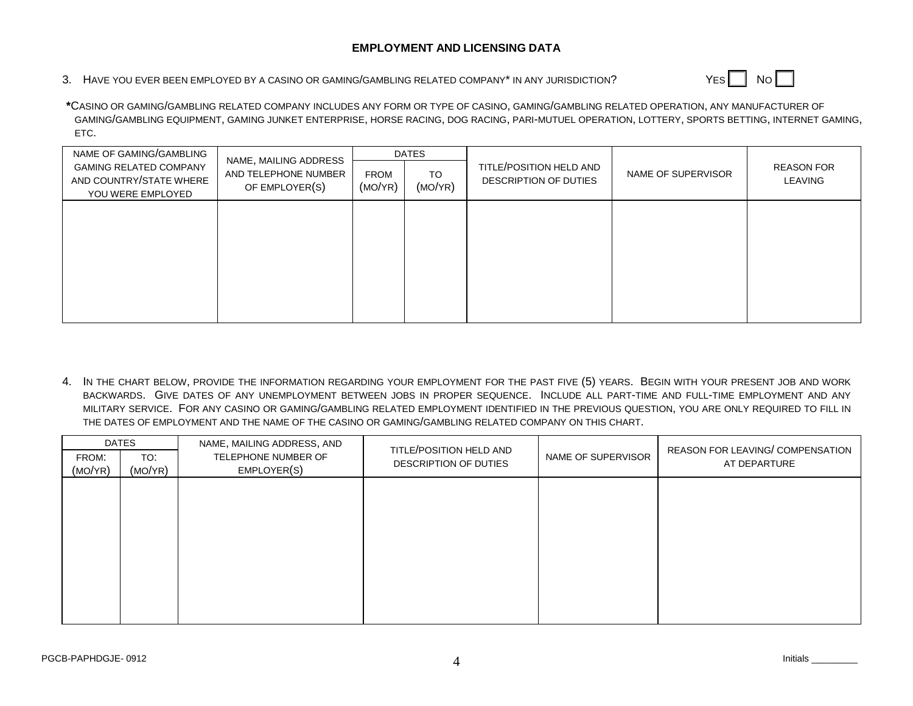## EMPLOYMENT AND LICENSING DATA

3. HAVE YOU EVER BEEN EMPLOYED BY A CASINO OR GAMING/GAMBLING RELATED COMPANY* IN ANY JURISDICTION? YES ☐ NO ☐

*CASINO OR GAMING/GAMBLING RELATED COMPANY INCLUDES ANY FORM OR TYPE OF CASINO, GAMING/GAMBLING RELATED OPERATION, ANY MANUFACTURER OF GAMING/GAMBLING EQUIPMENT, GAMING JUNKET ENTERPRISE, HORSE RACING, DOG RACING, PARI-MUTUEL OPERATION, LOTTERY, SPORTS BETTING, INTERNET GAMING, ETC.

| NAME OF GAMING/GAMBLING GAMING RELATED COMPANY AND COUNTRY/STATE WHERE YOU WERE EMPLOYED | NAME, MAILING ADDRESS AND TELEPHONE NUMBER OF EMPLOYER(S) | DATES | | TITLE/POSITION HELD AND DESCRIPTION OF DUTIES | NAME OF SUPERVISOR | REASON FOR LEAVING |
|---|---|---|---|---|---|---|
| | | FROM (MO/YR) | TO (MO/YR) | | | |
| | | | | | | |

4. IN THE CHART BELOW, PROVIDE THE INFORMATION REGARDING YOUR EMPLOYMENT FOR THE PAST FIVE (5) YEARS. BEGIN WITH YOUR PRESENT JOB AND WORK BACKWARDS. GIVE DATES OF ANY UNEMPLOYMENT BETWEEN JOBS IN PROPER SEQUENCE. INCLUDE ALL PART-TIME AND FULL-TIME EMPLOYMENT AND ANY MILITARY SERVICE. FOR ANY CASINO OR GAMING/GAMBLING RELATED EMPLOYMENT IDENTIFIED IN THE PREVIOUS QUESTION, YOU ARE ONLY REQUIRED TO FILL IN THE DATES OF EMPLOYMENT AND THE NAME OF THE CASINO OR GAMING/GAMBLING RELATED COMPANY ON THIS CHART.

| DATES | | NAME, MAILING ADDRESS, AND TELEPHONE NUMBER OF EMPLOYER(S) | TITLE/POSITION HELD AND DESCRIPTION OF DUTIES | NAME OF SUPERVISOR | REASON FOR LEAVING/ COMPENSATION AT DEPARTURE |
|---|---|---|---|---|---|
| FROM: (MO/YR) | TO: (MO/YR) | | | | |
| | | | | | |

PGCB-PAPHDGJE- 0912

Initials _________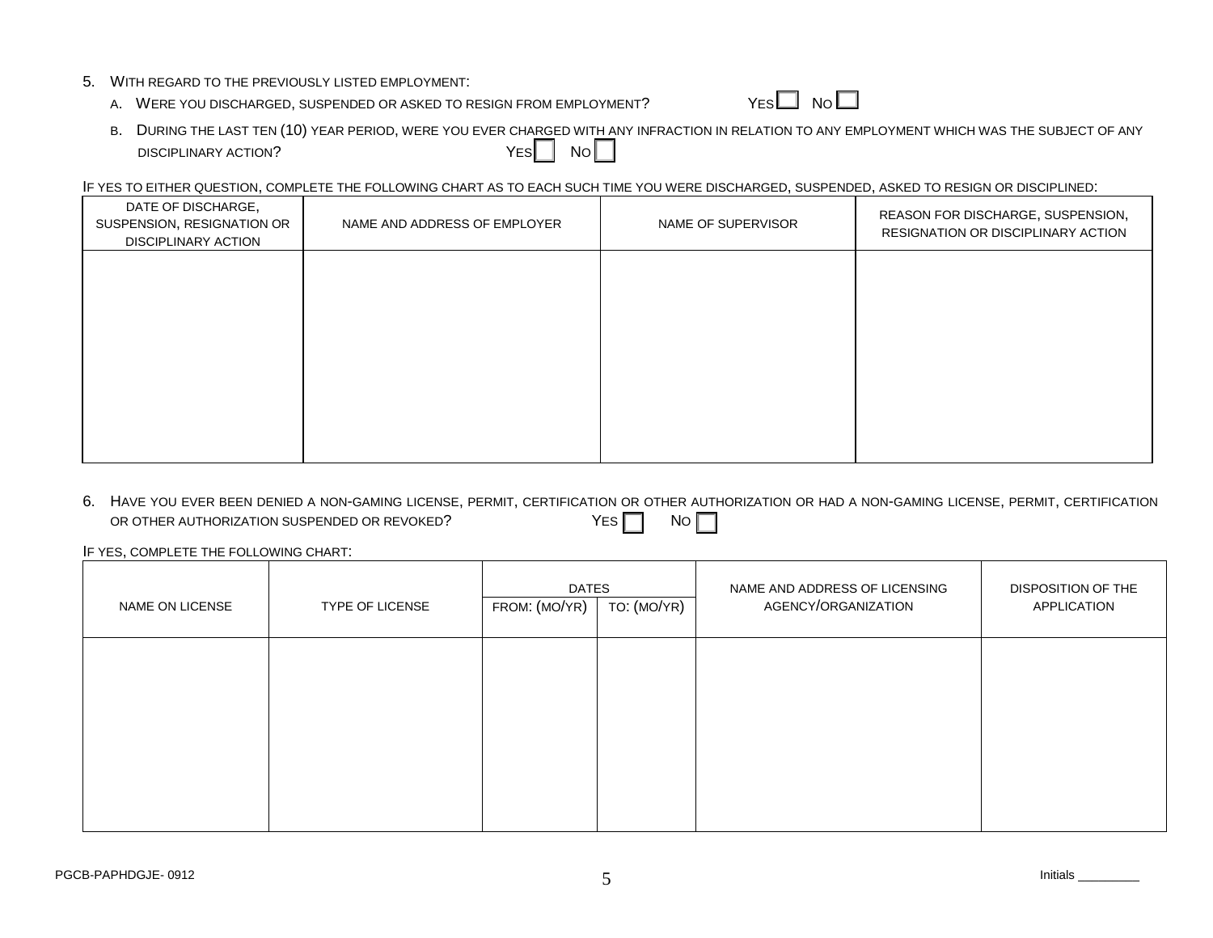5. With regard to the previously listed employment:

   A. Were you discharged, suspended or asked to resign from employment? Yes ☐ No ☐

   B. During the last ten (10) year period, were you ever charged with any infraction in relation to any employment which was the subject of any disciplinary action? Yes ☐ No ☐

If yes to either question, complete the following chart as to each such time you were discharged, suspended, asked to resign or disciplined:

| Date of Discharge, Suspension, Resignation or Disciplinary Action | Name and Address of Employer | Name of Supervisor | Reason for Discharge, Suspension, Resignation or Disciplinary Action |
| --- | --- | --- | --- |
| | | | |

6. Have you ever been denied a non-gaming license, permit, certification or other authorization or had a non-gaming license, permit, certification or other authorization suspended or revoked? Yes ☐ No ☐

If yes, complete the following chart:

| Name on License | Type of License | Dates | | Name and Address of Licensing Agency/Organization | Disposition of the Application |
| --- | --- | --- | --- | --- | --- |
| | | From: (mo/yr) | To: (mo/yr) | | |
| | | | | | |

PGCB-PAPHDGJE- 0912

Initials _________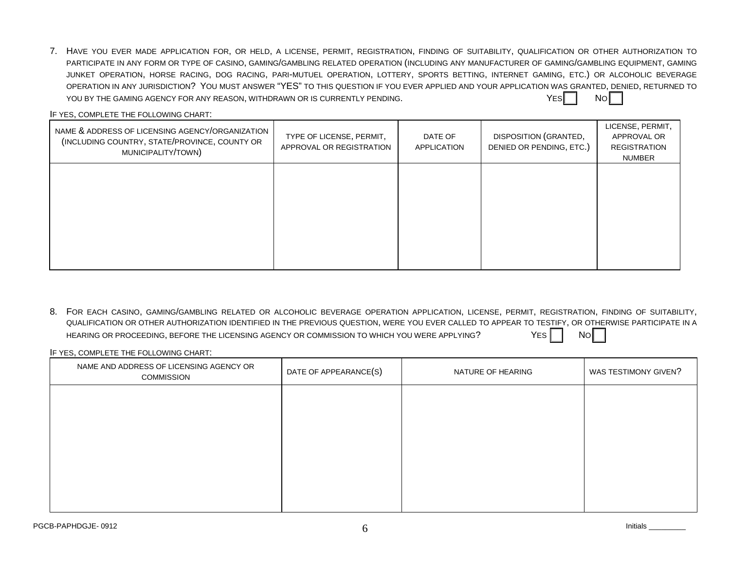7. Have you ever made application for, or held, a license, permit, registration, finding of suitability, qualification or other authorization to participate in any form or type of casino, gaming/gambling related operation (including any manufacturer of gaming/gambling equipment, gaming junket operation, horse racing, dog racing, pari-mutuel operation, lottery, sports betting, internet gaming, etc.) or alcoholic beverage operation in any jurisdiction? You must answer "YES" to this question if you ever applied and your application was granted, denied, returned to you by the gaming agency for any reason, withdrawn or is currently pending. Yes ☐ No ☐

If yes, complete the following chart:

| Name & address of licensing agency/organization (including country, state/province, county or municipality/town) | Type of license, permit, approval or registration | Date of application | Disposition (granted, denied or pending, etc.) | License, permit, approval or registration number |
|---|---|---|---|---|
| | | | | |

8. For each casino, gaming/gambling related or alcoholic beverage operation application, license, permit, registration, finding of suitability, qualification or other authorization identified in the previous question, were you ever called to appear to testify, or otherwise participate in a hearing or proceeding, before the licensing agency or commission to which you were applying? Yes ☐ No ☐

If yes, complete the following chart:

| Name and address of licensing agency or commission | Date of appearance(s) | Nature of hearing | Was testimony given? |
|---|---|---|---|
| | | | |

PGCB-PAPHDGJE- 0912

Initials _________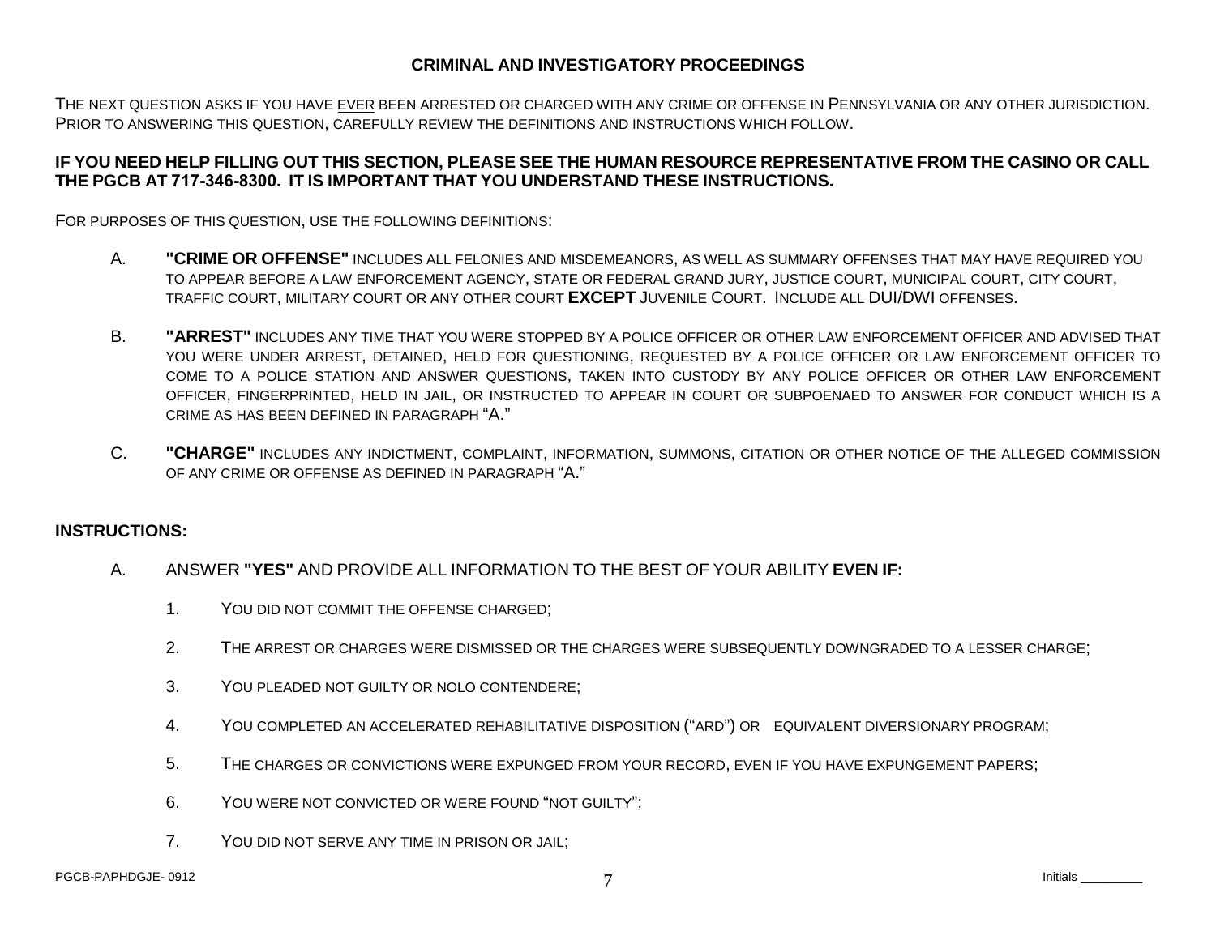## CRIMINAL AND INVESTIGATORY PROCEEDINGS

THE NEXT QUESTION ASKS IF YOU HAVE EVER BEEN ARRESTED OR CHARGED WITH ANY CRIME OR OFFENSE IN PENNSYLVANIA OR ANY OTHER JURISDICTION. PRIOR TO ANSWERING THIS QUESTION, CAREFULLY REVIEW THE DEFINITIONS AND INSTRUCTIONS WHICH FOLLOW.

**IF YOU NEED HELP FILLING OUT THIS SECTION, PLEASE SEE THE HUMAN RESOURCE REPRESENTATIVE FROM THE CASINO OR CALL THE PGCB AT 717-346-8300. IT IS IMPORTANT THAT YOU UNDERSTAND THESE INSTRUCTIONS.**

FOR PURPOSES OF THIS QUESTION, USE THE FOLLOWING DEFINITIONS:

A. **"CRIME OR OFFENSE"** INCLUDES ALL FELONIES AND MISDEMEANORS, AS WELL AS SUMMARY OFFENSES THAT MAY HAVE REQUIRED YOU TO APPEAR BEFORE A LAW ENFORCEMENT AGENCY, STATE OR FEDERAL GRAND JURY, JUSTICE COURT, MUNICIPAL COURT, CITY COURT, TRAFFIC COURT, MILITARY COURT OR ANY OTHER COURT **EXCEPT** JUVENILE COURT. INCLUDE ALL DUI/DWI OFFENSES.

B. **"ARREST"** INCLUDES ANY TIME THAT YOU WERE STOPPED BY A POLICE OFFICER OR OTHER LAW ENFORCEMENT OFFICER AND ADVISED THAT YOU WERE UNDER ARREST, DETAINED, HELD FOR QUESTIONING, REQUESTED BY A POLICE OFFICER OR LAW ENFORCEMENT OFFICER TO COME TO A POLICE STATION AND ANSWER QUESTIONS, TAKEN INTO CUSTODY BY ANY POLICE OFFICER OR OTHER LAW ENFORCEMENT OFFICER, FINGERPRINTED, HELD IN JAIL, OR INSTRUCTED TO APPEAR IN COURT OR SUBPOENAED TO ANSWER FOR CONDUCT WHICH IS A CRIME AS HAS BEEN DEFINED IN PARAGRAPH "A."

C. **"CHARGE"** INCLUDES ANY INDICTMENT, COMPLAINT, INFORMATION, SUMMONS, CITATION OR OTHER NOTICE OF THE ALLEGED COMMISSION OF ANY CRIME OR OFFENSE AS DEFINED IN PARAGRAPH "A."

### INSTRUCTIONS:

A. ANSWER **"YES"** AND PROVIDE ALL INFORMATION TO THE BEST OF YOUR ABILITY **EVEN IF:**

1. YOU DID NOT COMMIT THE OFFENSE CHARGED;
2. THE ARREST OR CHARGES WERE DISMISSED OR THE CHARGES WERE SUBSEQUENTLY DOWNGRADED TO A LESSER CHARGE;
3. YOU PLEADED NOT GUILTY OR NOLO CONTENDERE;
4. YOU COMPLETED AN ACCELERATED REHABILITATIVE DISPOSITION ("ARD") OR EQUIVALENT DIVERSIONARY PROGRAM;
5. THE CHARGES OR CONVICTIONS WERE EXPUNGED FROM YOUR RECORD, EVEN IF YOU HAVE EXPUNGEMENT PAPERS;
6. YOU WERE NOT CONVICTED OR WERE FOUND "NOT GUILTY";
7. YOU DID NOT SERVE ANY TIME IN PRISON OR JAIL;

Initials _________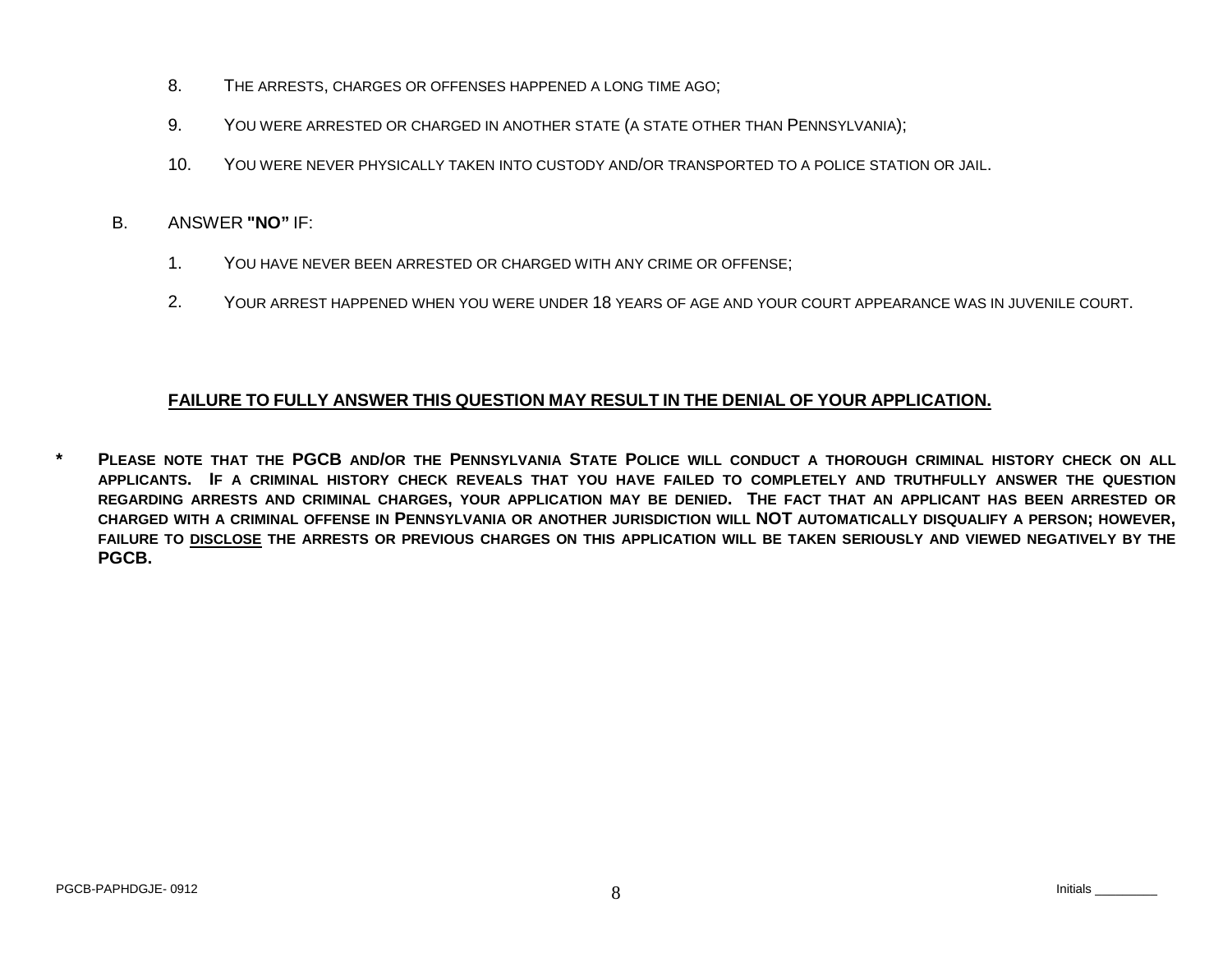8. THE ARRESTS, CHARGES OR OFFENSES HAPPENED A LONG TIME AGO;

9. YOU WERE ARRESTED OR CHARGED IN ANOTHER STATE (A STATE OTHER THAN PENNSYLVANIA);

10. YOU WERE NEVER PHYSICALLY TAKEN INTO CUSTODY AND/OR TRANSPORTED TO A POLICE STATION OR JAIL.

B. ANSWER **"NO"** IF:

1. YOU HAVE NEVER BEEN ARRESTED OR CHARGED WITH ANY CRIME OR OFFENSE;

2. YOUR ARREST HAPPENED WHEN YOU WERE UNDER 18 YEARS OF AGE AND YOUR COURT APPEARANCE WAS IN JUVENILE COURT.

<u>**FAILURE TO FULLY ANSWER THIS QUESTION MAY RESULT IN THE DENIAL OF YOUR APPLICATION.**</u>

**\* PLEASE NOTE THAT THE PGCB AND/OR THE PENNSYLVANIA STATE POLICE WILL CONDUCT A THOROUGH CRIMINAL HISTORY CHECK ON ALL APPLICANTS. IF A CRIMINAL HISTORY CHECK REVEALS THAT YOU HAVE FAILED TO COMPLETELY AND TRUTHFULLY ANSWER THE QUESTION REGARDING ARRESTS AND CRIMINAL CHARGES, YOUR APPLICATION MAY BE DENIED. THE FACT THAT AN APPLICANT HAS BEEN ARRESTED OR CHARGED WITH A CRIMINAL OFFENSE IN PENNSYLVANIA OR ANOTHER JURISDICTION WILL NOT AUTOMATICALLY DISQUALIFY A PERSON; HOWEVER, FAILURE TO <u>DISCLOSE</u> THE ARRESTS OR PREVIOUS CHARGES ON THIS APPLICATION WILL BE TAKEN SERIOUSLY AND VIEWED NEGATIVELY BY THE PGCB.**

PGCB-PAPHDGJE- 0912

Initials _________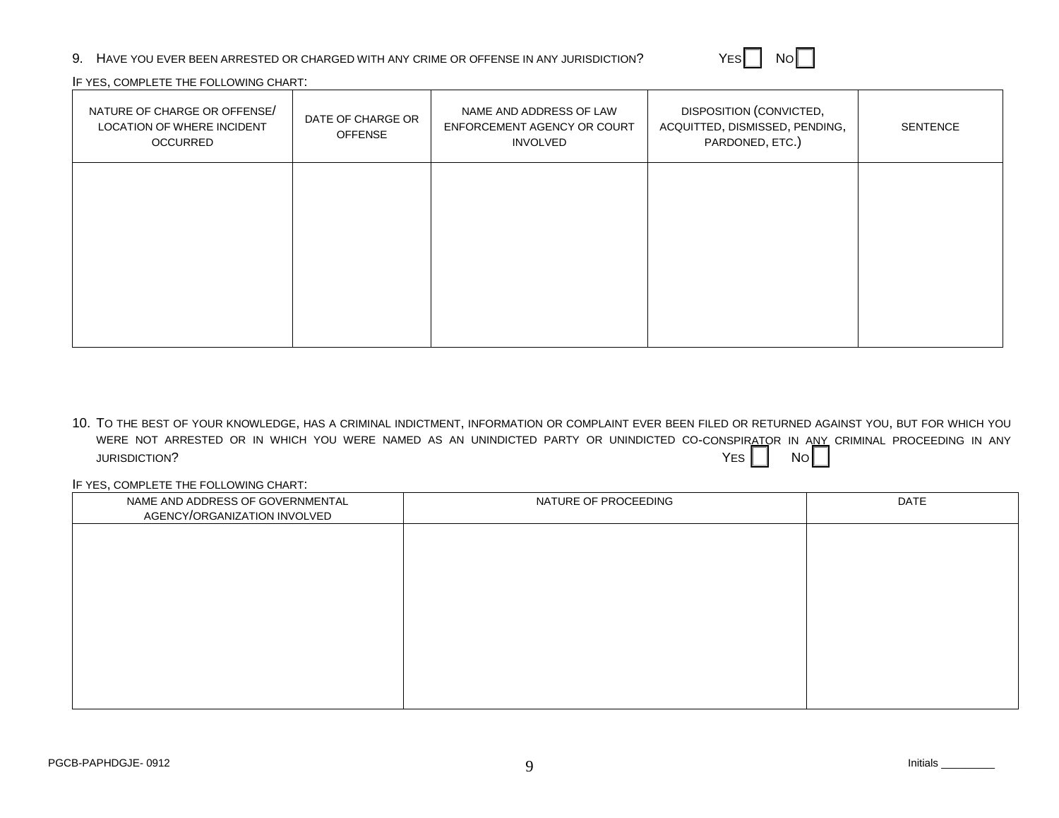9. HAVE YOU EVER BEEN ARRESTED OR CHARGED WITH ANY CRIME OR OFFENSE IN ANY JURISDICTION? YES ☐ NO ☐

IF YES, COMPLETE THE FOLLOWING CHART:

| NATURE OF CHARGE OR OFFENSE/ LOCATION OF WHERE INCIDENT OCCURRED | DATE OF CHARGE OR OFFENSE | NAME AND ADDRESS OF LAW ENFORCEMENT AGENCY OR COURT INVOLVED | DISPOSITION (CONVICTED, ACQUITTED, DISMISSED, PENDING, PARDONED, ETC.) | SENTENCE |
|---|---|---|---|---|
| | | | | |

10. TO THE BEST OF YOUR KNOWLEDGE, HAS A CRIMINAL INDICTMENT, INFORMATION OR COMPLAINT EVER BEEN FILED OR RETURNED AGAINST YOU, BUT FOR WHICH YOU WERE NOT ARRESTED OR IN WHICH YOU WERE NAMED AS AN UNINDICTED PARTY OR UNINDICTED CO-CONSPIRATOR IN ANY CRIMINAL PROCEEDING IN ANY JURISDICTION? YES ☐ NO ☐

IF YES, COMPLETE THE FOLLOWING CHART:

| NAME AND ADDRESS OF GOVERNMENTAL AGENCY/ORGANIZATION INVOLVED | NATURE OF PROCEEDING | DATE |
|---|---|---|
| | | |

PGCB-PAPHDGJE- 0912

Initials _________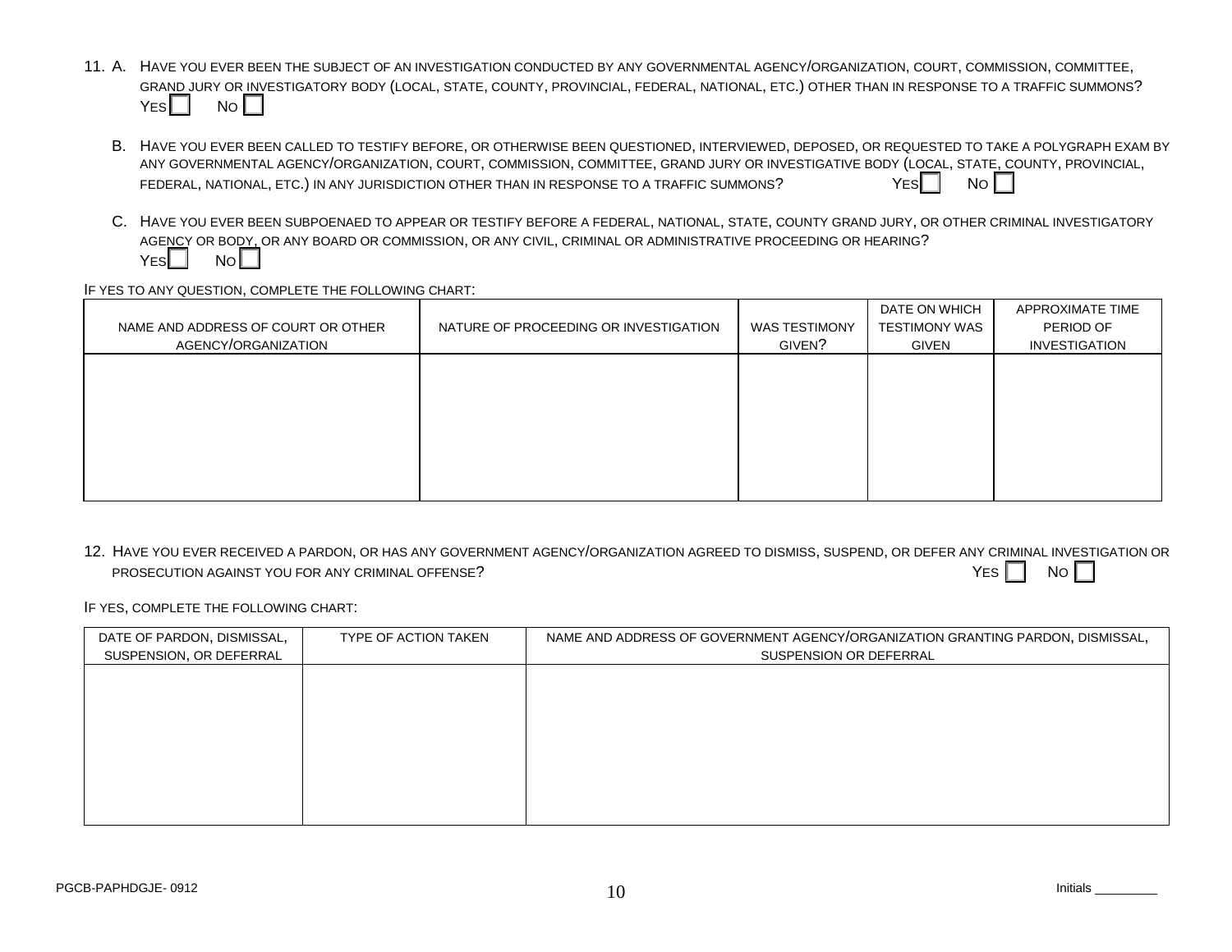11. A. HAVE YOU EVER BEEN THE SUBJECT OF AN INVESTIGATION CONDUCTED BY ANY GOVERNMENTAL AGENCY/ORGANIZATION, COURT, COMMISSION, COMMITTEE, GRAND JURY OR INVESTIGATORY BODY (LOCAL, STATE, COUNTY, PROVINCIAL, FEDERAL, NATIONAL, ETC.) OTHER THAN IN RESPONSE TO A TRAFFIC SUMMONS?
YES ☐ NO ☐

B. HAVE YOU EVER BEEN CALLED TO TESTIFY BEFORE, OR OTHERWISE BEEN QUESTIONED, INTERVIEWED, DEPOSED, OR REQUESTED TO TAKE A POLYGRAPH EXAM BY ANY GOVERNMENTAL AGENCY/ORGANIZATION, COURT, COMMISSION, COMMITTEE, GRAND JURY OR INVESTIGATIVE BODY (LOCAL, STATE, COUNTY, PROVINCIAL, FEDERAL, NATIONAL, ETC.) IN ANY JURISDICTION OTHER THAN IN RESPONSE TO A TRAFFIC SUMMONS? YES ☐ NO ☐

C. HAVE YOU EVER BEEN SUBPOENAED TO APPEAR OR TESTIFY BEFORE A FEDERAL, NATIONAL, STATE, COUNTY GRAND JURY, OR OTHER CRIMINAL INVESTIGATORY AGENCY OR BODY, OR ANY BOARD OR COMMISSION, OR ANY CIVIL, CRIMINAL OR ADMINISTRATIVE PROCEEDING OR HEARING?
YES ☐ NO ☐

IF YES TO ANY QUESTION, COMPLETE THE FOLLOWING CHART:

| NAME AND ADDRESS OF COURT OR OTHER AGENCY/ORGANIZATION | NATURE OF PROCEEDING OR INVESTIGATION | WAS TESTIMONY GIVEN? | DATE ON WHICH TESTIMONY WAS GIVEN | APPROXIMATE TIME PERIOD OF INVESTIGATION |
|---|---|---|---|---|
| | | | | |

12. HAVE YOU EVER RECEIVED A PARDON, OR HAS ANY GOVERNMENT AGENCY/ORGANIZATION AGREED TO DISMISS, SUSPEND, OR DEFER ANY CRIMINAL INVESTIGATION OR PROSECUTION AGAINST YOU FOR ANY CRIMINAL OFFENSE? YES ☐ NO ☐

IF YES, COMPLETE THE FOLLOWING CHART:

| DATE OF PARDON, DISMISSAL, SUSPENSION, OR DEFERRAL | TYPE OF ACTION TAKEN | NAME AND ADDRESS OF GOVERNMENT AGENCY/ORGANIZATION GRANTING PARDON, DISMISSAL, SUSPENSION OR DEFERRAL |
|---|---|---|
| | | |

PGCB-PAPHDGJE- 0912

Initials _________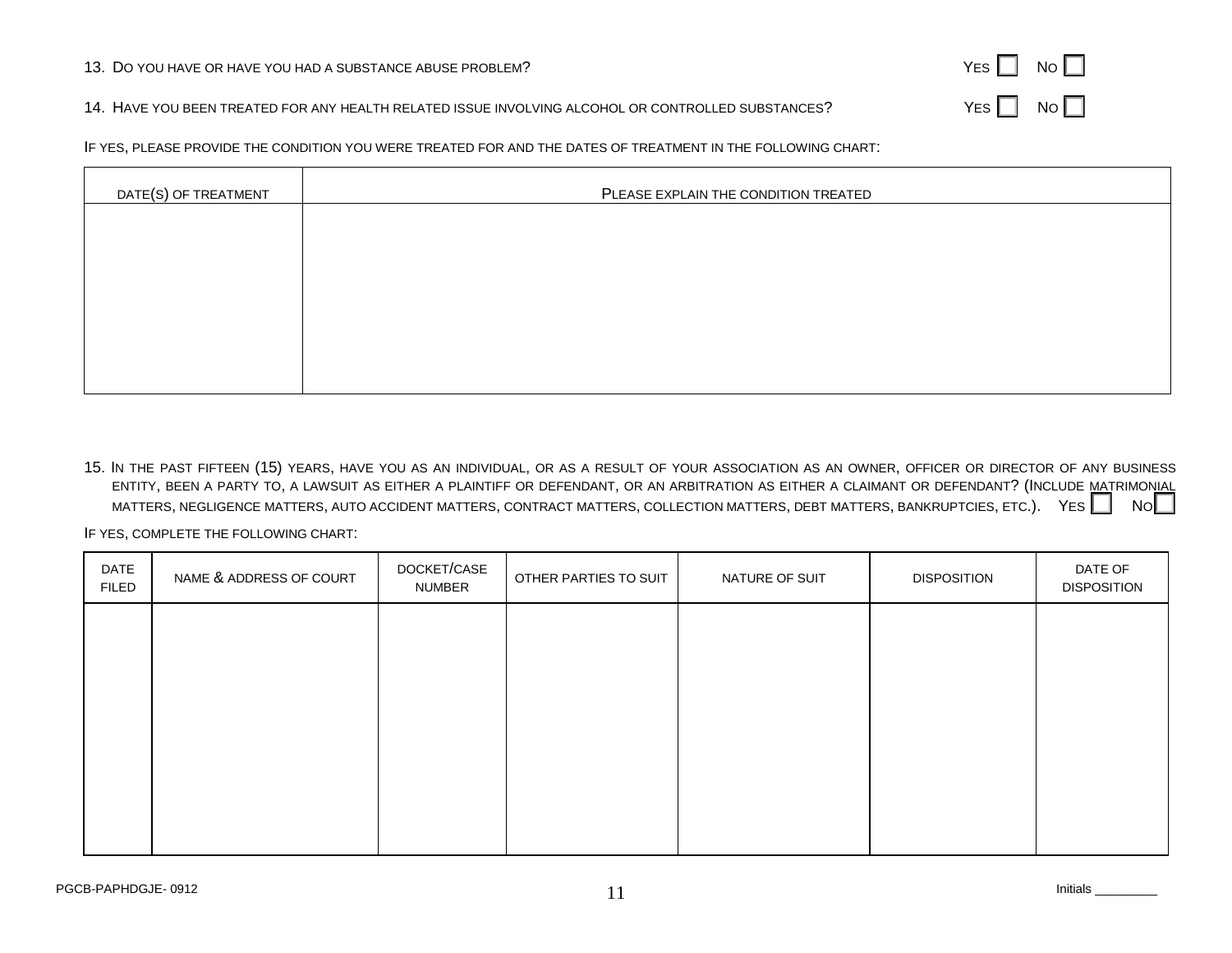13. DO YOU HAVE OR HAVE YOU HAD A SUBSTANCE ABUSE PROBLEM? YES ☐ NO ☐

14. HAVE YOU BEEN TREATED FOR ANY HEALTH RELATED ISSUE INVOLVING ALCOHOL OR CONTROLLED SUBSTANCES? YES ☐ NO ☐

IF YES, PLEASE PROVIDE THE CONDITION YOU WERE TREATED FOR AND THE DATES OF TREATMENT IN THE FOLLOWING CHART:

| DATE(S) OF TREATMENT | PLEASE EXPLAIN THE CONDITION TREATED |
|---|---|
| | |

15. IN THE PAST FIFTEEN (15) YEARS, HAVE YOU AS AN INDIVIDUAL, OR AS A RESULT OF YOUR ASSOCIATION AS AN OWNER, OFFICER OR DIRECTOR OF ANY BUSINESS ENTITY, BEEN A PARTY TO, A LAWSUIT AS EITHER A PLAINTIFF OR DEFENDANT, OR AN ARBITRATION AS EITHER A CLAIMANT OR DEFENDANT? (INCLUDE MATRIMONIAL MATTERS, NEGLIGENCE MATTERS, AUTO ACCIDENT MATTERS, CONTRACT MATTERS, COLLECTION MATTERS, DEBT MATTERS, BANKRUPTCIES, ETC.). YES ☐ NO ☐

IF YES, COMPLETE THE FOLLOWING CHART:

| DATE FILED | NAME & ADDRESS OF COURT | DOCKET/CASE NUMBER | OTHER PARTIES TO SUIT | NATURE OF SUIT | DISPOSITION | DATE OF DISPOSITION |
|---|---|---|---|---|---|---|
| | | | | | | |

PGCB-PAPHDGJE- 0912

Initials _________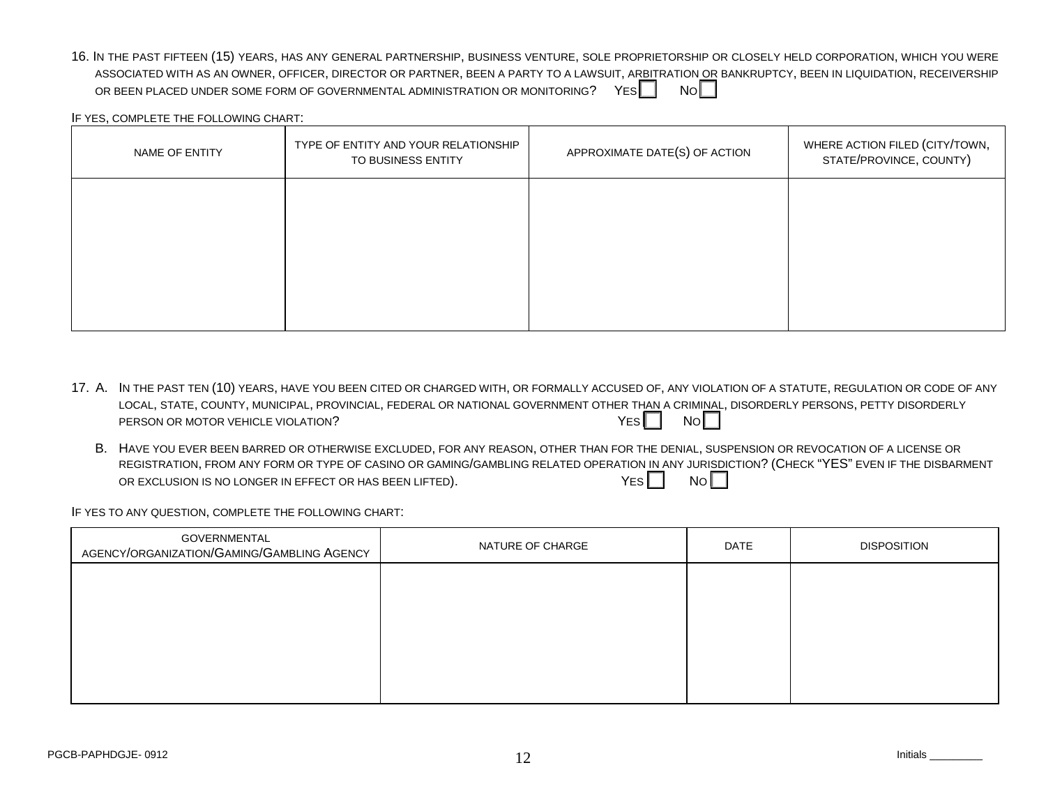16. In the past fifteen (15) years, has any general partnership, business venture, sole proprietorship or closely held corporation, which you were associated with as an owner, officer, director or partner, been a party to a lawsuit, arbitration or bankruptcy, been in liquidation, receivership or been placed under some form of governmental administration or monitoring? Yes ☐ No ☐

If yes, complete the following chart:

| NAME OF ENTITY | TYPE OF ENTITY AND YOUR RELATIONSHIP TO BUSINESS ENTITY | APPROXIMATE DATE(S) OF ACTION | WHERE ACTION FILED (CITY/TOWN, STATE/PROVINCE, COUNTY) |
|---|---|---|---|
| | | | |

17. A. In the past ten (10) years, have you been cited or charged with, or formally accused of, any violation of a statute, regulation or code of any local, state, county, municipal, provincial, federal or national government other than a criminal, disorderly persons, petty disorderly person or motor vehicle violation? Yes ☐ No ☐

B. Have you ever been barred or otherwise excluded, for any reason, other than for the denial, suspension or revocation of a license or registration, from any form or type of casino or gaming/gambling related operation in any jurisdiction? (Check "YES" even if the disbarment or exclusion is no longer in effect or has been lifted). Yes ☐ No ☐

If yes to any question, complete the following chart:

| GOVERNMENTAL AGENCY/ORGANIZATION/GAMING/GAMBLING AGENCY | NATURE OF CHARGE | DATE | DISPOSITION |
|---|---|---|---|
| | | | |

PGCB-PAPHDGJE- 0912

Initials _________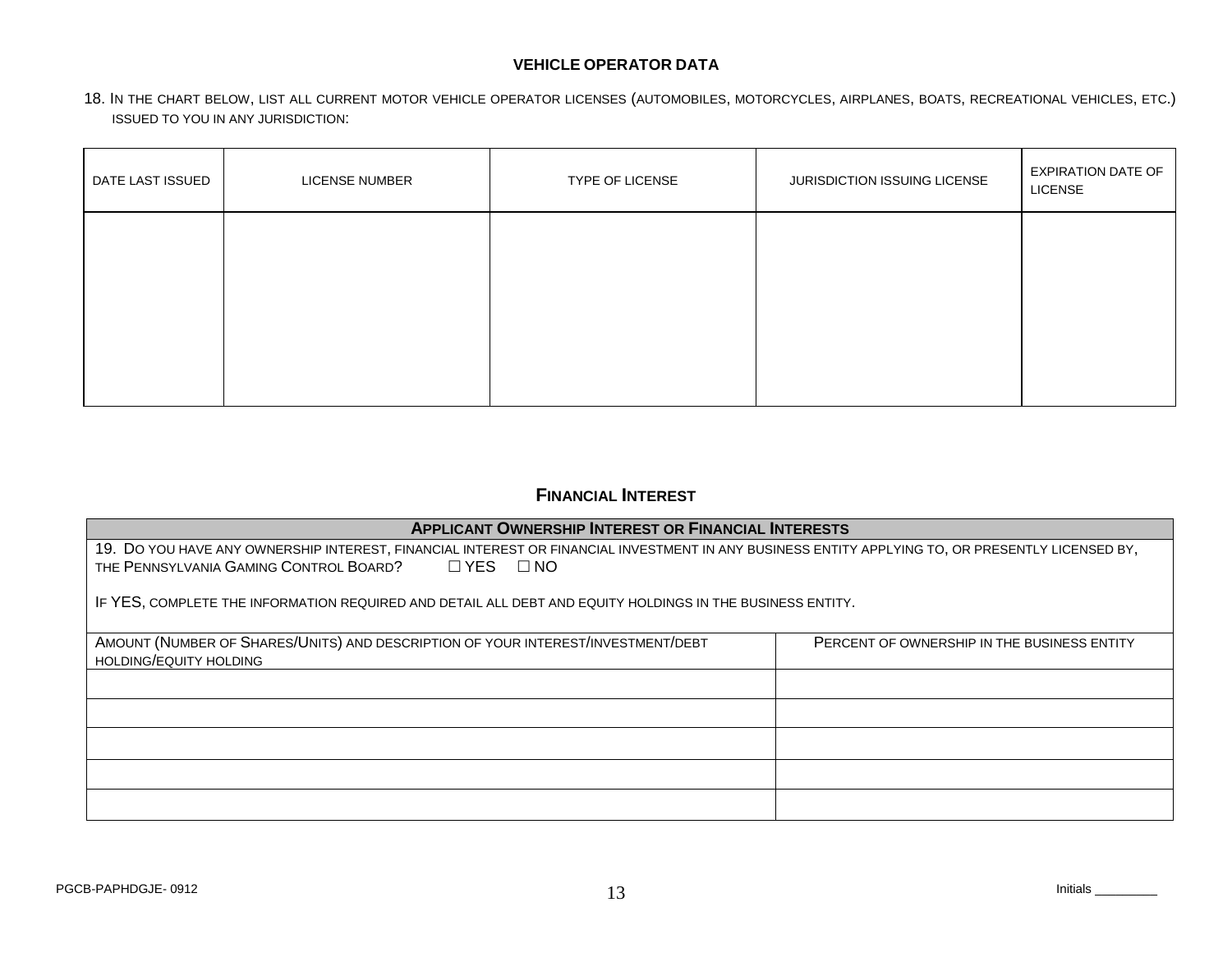## VEHICLE OPERATOR DATA

18. IN THE CHART BELOW, LIST ALL CURRENT MOTOR VEHICLE OPERATOR LICENSES (AUTOMOBILES, MOTORCYCLES, AIRPLANES, BOATS, RECREATIONAL VEHICLES, ETC.) ISSUED TO YOU IN ANY JURISDICTION:

| DATE LAST ISSUED | LICENSE NUMBER | TYPE OF LICENSE | JURISDICTION ISSUING LICENSE | EXPIRATION DATE OF LICENSE |
|---|---|---|---|---|
| | | | | |

## FINANCIAL INTEREST

| APPLICANT OWNERSHIP INTEREST OR FINANCIAL INTERESTS | |
|---|---|
| 19. DO YOU HAVE ANY OWNERSHIP INTEREST, FINANCIAL INTEREST OR FINANCIAL INVESTMENT IN ANY BUSINESS ENTITY APPLYING TO, OR PRESENTLY LICENSED BY, THE PENNSYLVANIA GAMING CONTROL BOARD? ☐ YES ☐ NO<br><br>IF YES, COMPLETE THE INFORMATION REQUIRED AND DETAIL ALL DEBT AND EQUITY HOLDINGS IN THE BUSINESS ENTITY. | |
| AMOUNT (NUMBER OF SHARES/UNITS) AND DESCRIPTION OF YOUR INTEREST/INVESTMENT/DEBT HOLDING/EQUITY HOLDING | PERCENT OF OWNERSHIP IN THE BUSINESS ENTITY |
| | |
| | |
| | |
| | |
| | |

PGCB-PAPHDGJE- 0912

Initials _________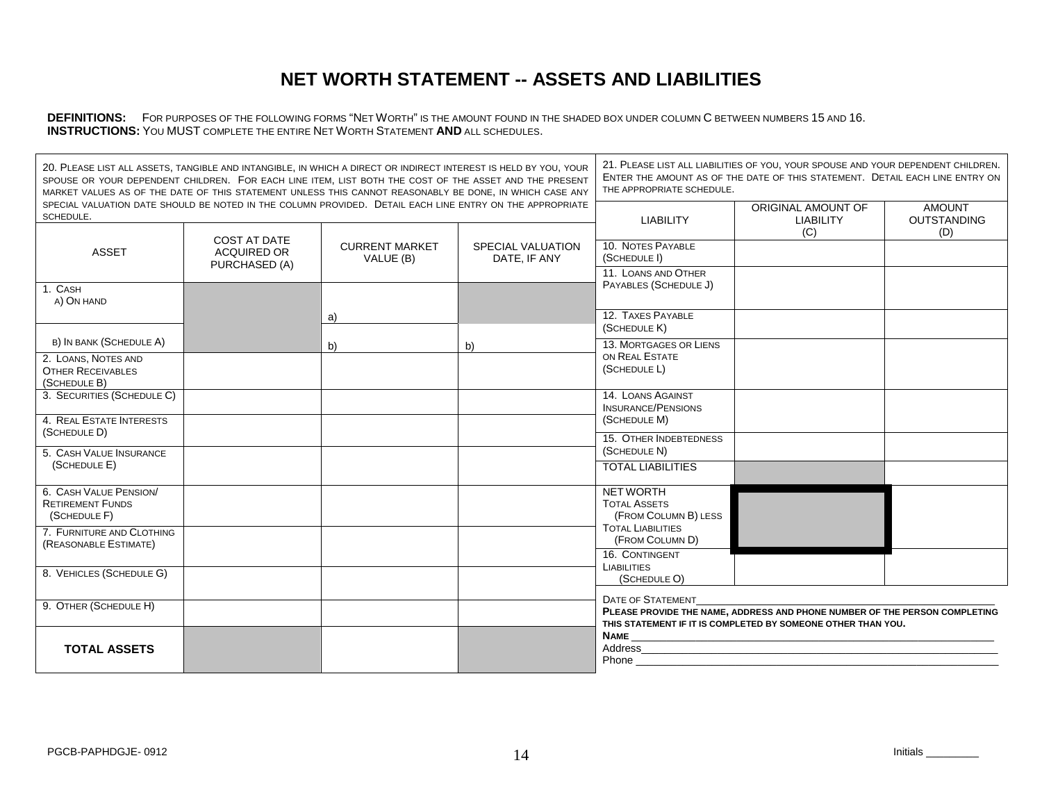# NET WORTH STATEMENT -- ASSETS AND LIABILITIES

**DEFINITIONS:** For purposes of the following forms "Net Worth" is the amount found in the shaded box under column C between numbers 15 and 16.
**INSTRUCTIONS:** You MUST complete the entire Net Worth Statement **AND** all schedules.

20. Please list all assets, tangible and intangible, in which a direct or indirect interest is held by you, your spouse or your dependent children. For each line item, list both the cost of the asset and the present market values as of the date of this statement unless this cannot reasonably be done, in which case any special valuation date should be noted in the column provided. Detail each line entry on the appropriate schedule.

| ASSET | COST AT DATE ACQUIRED OR PURCHASED (A) | CURRENT MARKET VALUE (B) | SPECIAL VALUATION DATE, IF ANY |
|---|---|---|---|
| 1. Cash<br>a) On hand | | a) | |
| b) In bank (Schedule A) | | b) | b) |
| 2. Loans, Notes and Other Receivables (Schedule B) | | | |
| 3. Securities (Schedule C) | | | |
| 4. Real Estate Interests (Schedule D) | | | |
| 5. Cash Value Insurance (Schedule E) | | | |
| 6. Cash Value Pension/ Retirement Funds (Schedule F) | | | |
| 7. Furniture and Clothing (Reasonable Estimate) | | | |
| 8. Vehicles (Schedule G) | | | |
| 9. Other (Schedule H) | | | |
| **TOTAL ASSETS** | | | |

21. Please list all liabilities of you, your spouse and your dependent children. Enter the amount as of the date of this statement. Detail each line entry on the appropriate schedule.

| LIABILITY | ORIGINAL AMOUNT OF LIABILITY (C) | AMOUNT OUTSTANDING (D) |
|---|---|---|
| 10. Notes Payable (Schedule I) | | |
| 11. Loans and Other Payables (Schedule J) | | |
| 12. Taxes Payable (Schedule K) | | |
| 13. Mortgages or Liens on Real Estate (Schedule L) | | |
| 14. Loans Against Insurance/Pensions (Schedule M) | | |
| 15. Other Indebtedness (Schedule N) | | |
| TOTAL LIABILITIES | | |
| NET WORTH<br>Total Assets (From Column B) less Total Liabilities (From Column D) | | |
| 16. Contingent Liabilities (Schedule O) | | |

Date of Statement\_\_\_\_\_\_\_\_\_\_\_\_\_\_\_\_\_\_\_\_\_\_\_\_\_\_\_\_\_\_\_\_\_\_\_\_\_\_\_\_

**Please provide the name, address and phone number of the person completing this statement if it is completed by someone other than you.**

**Name** \_\_\_\_\_\_\_\_\_\_\_\_\_\_\_\_\_\_\_\_\_\_\_\_\_\_\_\_\_\_\_\_\_\_\_\_\_\_\_\_\_\_\_\_\_\_

Address\_\_\_\_\_\_\_\_\_\_\_\_\_\_\_\_\_\_\_\_\_\_\_\_\_\_\_\_\_\_\_\_\_\_\_\_\_\_\_\_\_\_\_\_\_\_

Phone \_\_\_\_\_\_\_\_\_\_\_\_\_\_\_\_\_\_\_\_\_\_\_\_\_\_\_\_\_\_\_\_\_\_\_\_\_\_\_\_\_\_\_\_\_\_

PGCB-PAPHDGJE- 0912

Initials \_\_\_\_\_\_\_\_\_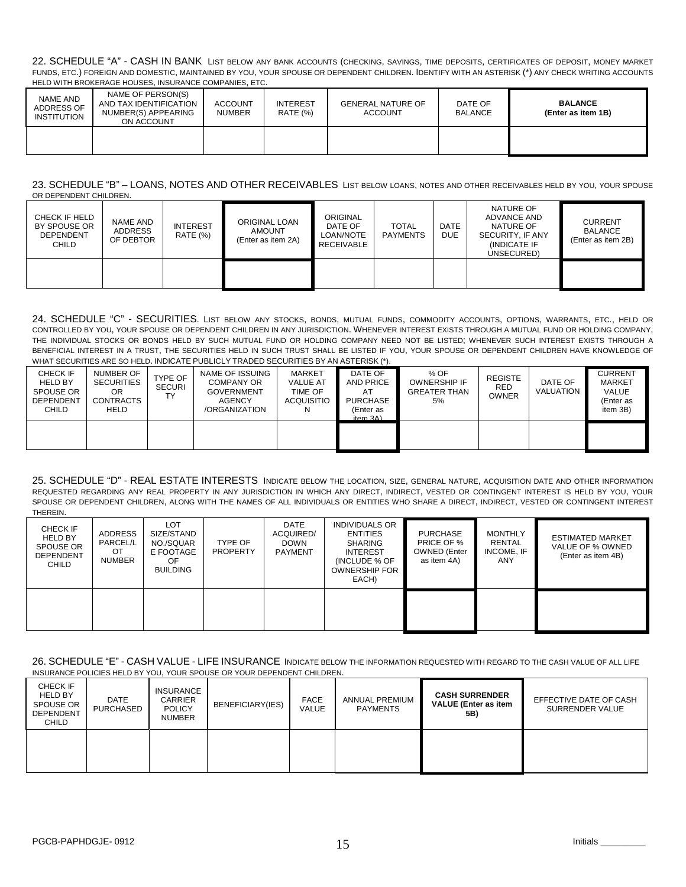22. SCHEDULE "A" - CASH IN BANK List below any bank accounts (checking, savings, time deposits, certificates of deposit, money market funds, etc.) foreign and domestic, maintained by you, your spouse or dependent children. Identify with an asterisk (*) any check writing accounts held with brokerage houses, insurance companies, etc.

| NAME AND ADDRESS OF INSTITUTION | NAME OF PERSON(S) AND TAX IDENTIFICATION NUMBER(S) APPEARING ON ACCOUNT | ACCOUNT NUMBER | INTEREST RATE (%) | GENERAL NATURE OF ACCOUNT | DATE OF BALANCE | **BALANCE (Enter as item 1B)** |
|---|---|---|---|---|---|---|
| | | | | | | |

23. SCHEDULE "B" – LOANS, NOTES AND OTHER RECEIVABLES List below loans, notes and other receivables held by you, your spouse or dependent children.

| CHECK IF HELD BY SPOUSE OR DEPENDENT CHILD | NAME AND ADDRESS OF DEBTOR | INTEREST RATE (%) | ORIGINAL LOAN AMOUNT (Enter as item 2A) | ORIGINAL DATE OF LOAN/NOTE RECEIVABLE | TOTAL PAYMENTS | DATE DUE | NATURE OF ADVANCE AND NATURE OF SECURITY, IF ANY (INDICATE IF UNSECURED) | CURRENT BALANCE (Enter as item 2B) |
|---|---|---|---|---|---|---|---|---|
| | | | | | | | | |

24. SCHEDULE "C" - SECURITIES. List below any stocks, bonds, mutual funds, commodity accounts, options, warrants, etc., held or controlled by you, your spouse or dependent children in any jurisdiction. Whenever interest exists through a mutual fund or holding company, the individual stocks or bonds held by such mutual fund or holding company need not be listed; whenever such interest exists through a beneficial interest in a trust, the securities held in such trust shall be listed if you, your spouse or dependent children have knowledge of what securities are so held. INDICATE PUBLICLY TRADED SECURITIES BY AN ASTERISK (*).

| CHECK IF HELD BY SPOUSE OR DEPENDENT CHILD | NUMBER OF SECURITIES OR CONTRACTS HELD | TYPE OF SECURITY | NAME OF ISSUING COMPANY OR GOVERNMENT AGENCY /ORGANIZATION | MARKET VALUE AT TIME OF ACQUISITION | DATE OF AND PRICE AT PURCHASE (Enter as item 3A) | % OF OWNERSHIP IF GREATER THAN 5% | REGISTERED OWNER | DATE OF VALUATION | CURRENT MARKET VALUE (Enter as item 3B) |
|---|---|---|---|---|---|---|---|---|---|
| | | | | | | | | | |

25. SCHEDULE "D" - REAL ESTATE INTERESTS Indicate below the location, size, general nature, acquisition date and other information requested regarding any real property in any jurisdiction in which any direct, indirect, vested or contingent interest is held by you, your spouse or dependent children, along with the names of all individuals or entities who share a direct, indirect, vested or contingent interest therein.

| CHECK IF HELD BY SPOUSE OR DEPENDENT CHILD | ADDRESS PARCEL/LOT NUMBER | LOT SIZE/STAND NO./SQUARE FOOTAGE OF BUILDING | TYPE OF PROPERTY | DATE ACQUIRED/ DOWN PAYMENT | INDIVIDUALS OR ENTITIES SHARING INTEREST (INCLUDE % OF OWNERSHIP FOR EACH) | PURCHASE PRICE OF % OWNED (Enter as item 4A) | MONTHLY RENTAL INCOME, IF ANY | ESTIMATED MARKET VALUE OF % OWNED (Enter as item 4B) |
|---|---|---|---|---|---|---|---|---|
| | | | | | | | | |

26. SCHEDULE "E" - CASH VALUE - LIFE INSURANCE Indicate below the information requested with regard to the cash value of all life insurance policies held by you, your spouse or your dependent children.

| CHECK IF HELD BY SPOUSE OR DEPENDENT CHILD | DATE PURCHASED | INSURANCE CARRIER POLICY NUMBER | BENEFICIARY(IES) | FACE VALUE | ANNUAL PREMIUM PAYMENTS | **CASH SURRENDER VALUE (Enter as item 5B)** | EFFECTIVE DATE OF CASH SURRENDER VALUE |
|---|---|---|---|---|---|---|---|
| | | | | | | | |

PGCB-PAPHDGJE- 0912

Initials _________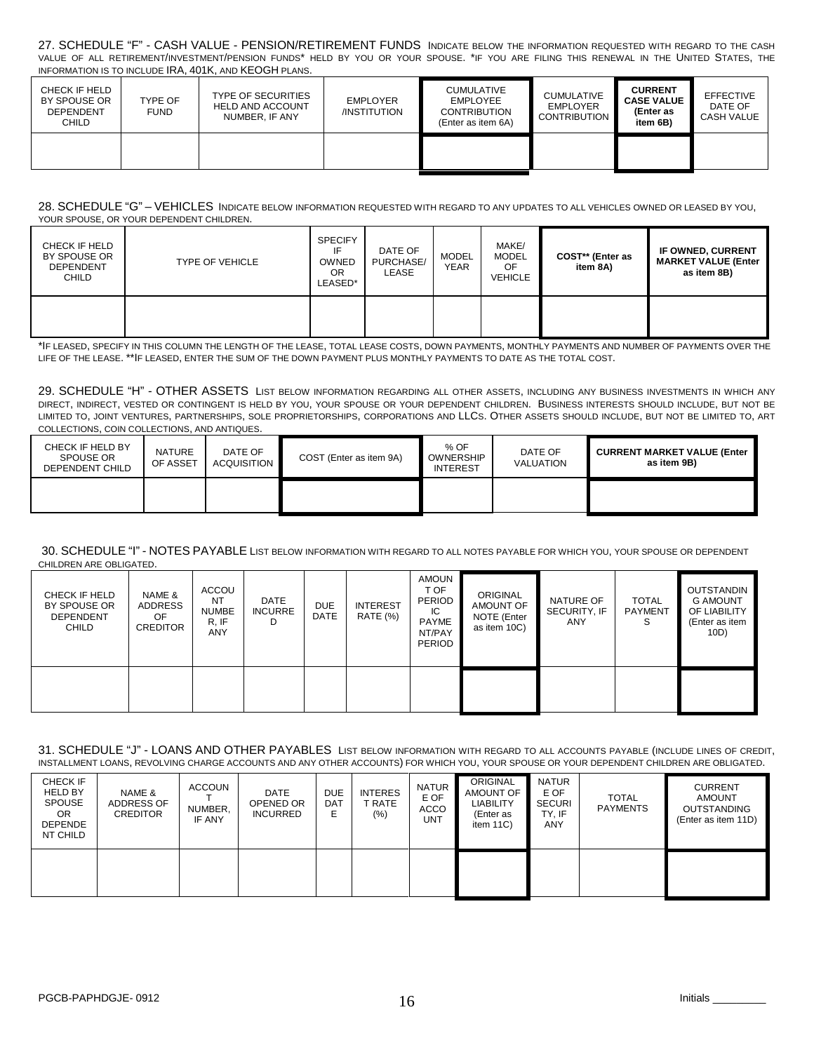27. SCHEDULE "F" - CASH VALUE - PENSION/RETIREMENT FUNDS Indicate below the information requested with regard to the cash value of all retirement/investment/pension funds* held by you or your spouse. *If you are filing this renewal in the United States, the information is to include IRA, 401K, and KEOGH plans.

| CHECK IF HELD BY SPOUSE OR DEPENDENT CHILD | TYPE OF FUND | TYPE OF SECURITIES HELD AND ACCOUNT NUMBER, IF ANY | EMPLOYER /INSTITUTION | CUMULATIVE EMPLOYEE CONTRIBUTION (Enter as item 6A) | CUMULATIVE EMPLOYER CONTRIBUTION | **CURRENT CASE VALUE (Enter as item 6B)** | EFFECTIVE DATE OF CASH VALUE |
|---|---|---|---|---|---|---|---|
| | | | | | | | |

28. SCHEDULE "G" – VEHICLES Indicate below information requested with regard to any updates to all vehicles owned or leased by you, your spouse, or your dependent children.

| CHECK IF HELD BY SPOUSE OR DEPENDENT CHILD | TYPE OF VEHICLE | SPECIFY IF OWNED OR LEASED* | DATE OF PURCHASE/ LEASE | MODEL YEAR | MAKE/ MODEL OF VEHICLE | **COST\*\* (Enter as item 8A)** | **IF OWNED, CURRENT MARKET VALUE (Enter as item 8B)** |
|---|---|---|---|---|---|---|---|
| | | | | | | | |

*If leased, specify in this column the length of the lease, total lease costs, down payments, monthly payments and number of payments over the life of the lease. **If leased, enter the sum of the down payment plus monthly payments to date as the total cost.

29. SCHEDULE "H" - OTHER ASSETS List below information regarding all other assets, including any business investments in which any direct, indirect, vested or contingent is held by you, your spouse or your dependent children. Business interests should include, but not be limited to, joint ventures, partnerships, sole proprietorships, corporations and LLCs. Other assets should include, but not be limited to, art collections, coin collections, and antiques.

| CHECK IF HELD BY SPOUSE OR DEPENDENT CHILD | NATURE OF ASSET | DATE OF ACQUISITION | COST (Enter as item 9A) | % OF OWNERSHIP INTEREST | DATE OF VALUATION | **CURRENT MARKET VALUE (Enter as item 9B)** |
|---|---|---|---|---|---|---|
| | | | | | | |

30. SCHEDULE "I" - NOTES PAYABLE List below information with regard to all notes payable for which you, your spouse or dependent children are obligated.

| CHECK IF HELD BY SPOUSE OR DEPENDENT CHILD | NAME & ADDRESS OF CREDITOR | ACCOUNT NUMBER, IF ANY | DATE INCURRED | DUE DATE | INTEREST RATE (%) | AMOUNT OF PERIODIC PAYMENT/PAY PERIOD | ORIGINAL AMOUNT OF NOTE (Enter as item 10C) | NATURE OF SECURITY, IF ANY | TOTAL PAYMENTS | OUTSTANDING AMOUNT OF LIABILITY (Enter as item 10D) |
|---|---|---|---|---|---|---|---|---|---|---|
| | | | | | | | | | | |

31. SCHEDULE "J" - LOANS AND OTHER PAYABLES List below information with regard to all accounts payable (include lines of credit, installment loans, revolving charge accounts and any other accounts) for which you, your spouse or your dependent children are obligated.

| CHECK IF HELD BY SPOUSE OR DEPENDENT CHILD | NAME & ADDRESS OF CREDITOR | ACCOUNT NUMBER, IF ANY | DATE OPENED OR INCURRED | DUE DATE | INTEREST RATE (%) | NATURE OF ACCOUNT | ORIGINAL AMOUNT OF LIABILITY (Enter as item 11C) | NATURE OF SECURITY, IF ANY | TOTAL PAYMENTS | CURRENT AMOUNT OUTSTANDING (Enter as item 11D) |
|---|---|---|---|---|---|---|---|---|---|---|
| | | | | | | | | | | |

PGCB-PAPHDGJE- 0912

Initials _________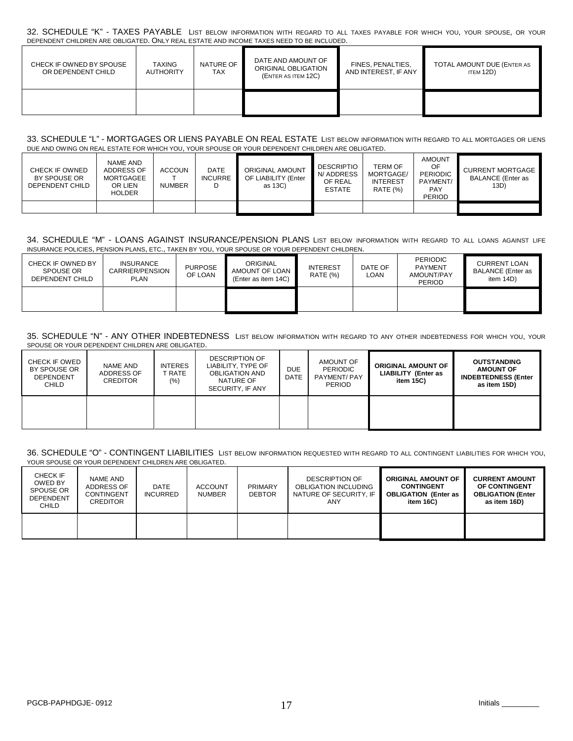32. SCHEDULE "K" - TAXES PAYABLE List below information with regard to all taxes payable for which you, your spouse, or your dependent children are obligated. Only real estate and income taxes need to be included.

| CHECK IF OWNED BY SPOUSE OR DEPENDENT CHILD | TAXING AUTHORITY | NATURE OF TAX | DATE AND AMOUNT OF ORIGINAL OBLIGATION (ENTER AS ITEM 12C) | FINES, PENALTIES, AND INTEREST, IF ANY | TOTAL AMOUNT DUE (ENTER AS ITEM 12D) |
|---|---|---|---|---|---|
| | | | | | |

33. SCHEDULE "L" - MORTGAGES OR LIENS PAYABLE ON REAL ESTATE List below information with regard to all mortgages or liens due and owing on real estate for which you, your spouse or your dependent children are obligated.

| CHECK IF OWNED BY SPOUSE OR DEPENDENT CHILD | NAME AND ADDRESS OF MORTGAGEE OR LIEN HOLDER | ACCOUNT NUMBER | DATE INCURRED | ORIGINAL AMOUNT OF LIABILITY (Enter as 13C) | DESCRIPTION/ ADDRESS OF REAL ESTATE | TERM OF MORTGAGE/ INTEREST RATE (%) | AMOUNT OF PERIODIC PAYMENT/ PAY PERIOD | CURRENT MORTGAGE BALANCE (Enter as 13D) |
|---|---|---|---|---|---|---|---|---|
| | | | | | | | | |

34. SCHEDULE "M" - LOANS AGAINST INSURANCE/PENSION PLANS List below information with regard to all loans against life insurance policies, pension plans, etc., taken by you, your spouse or your dependent children.

| CHECK IF OWNED BY SPOUSE OR DEPENDENT CHILD | INSURANCE CARRIER/PENSION PLAN | PURPOSE OF LOAN | ORIGINAL AMOUNT OF LOAN (Enter as item 14C) | INTEREST RATE (%) | DATE OF LOAN | PERIODIC PAYMENT AMOUNT/PAY PERIOD | CURRENT LOAN BALANCE (Enter as item 14D) |
|---|---|---|---|---|---|---|---|
| | | | | | | | |

35. SCHEDULE "N" - ANY OTHER INDEBTEDNESS List below information with regard to any other indebtedness for which you, your spouse or your dependent children are obligated.

| CHECK IF OWED BY SPOUSE OR DEPENDENT CHILD | NAME AND ADDRESS OF CREDITOR | INTEREST RATE (%) | DESCRIPTION OF LIABILITY, TYPE OF OBLIGATION AND NATURE OF SECURITY, IF ANY | DUE DATE | AMOUNT OF PERIODIC PAYMENT/ PAY PERIOD | **ORIGINAL AMOUNT OF LIABILITY (Enter as item 15C)** | **OUTSTANDING AMOUNT OF INDEBTEDNESS (Enter as item 15D)** |
|---|---|---|---|---|---|---|---|
| | | | | | | | |

36. SCHEDULE "O" - CONTINGENT LIABILITIES List below information requested with regard to all contingent liabilities for which you, your spouse or your dependent children are obligated.

| CHECK IF OWED BY SPOUSE OR DEPENDENT CHILD | NAME AND ADDRESS OF CONTINGENT CREDITOR | DATE INCURRED | ACCOUNT NUMBER | PRIMARY DEBTOR | DESCRIPTION OF OBLIGATION INCLUDING NATURE OF SECURITY, IF ANY | **ORIGINAL AMOUNT OF CONTINGENT OBLIGATION (Enter as item 16C)** | **CURRENT AMOUNT OF CONTINGENT OBLIGATION (Enter as item 16D)** |
|---|---|---|---|---|---|---|---|
| | | | | | | | |

PGCB-PAPHDGJE- 0912

Initials _________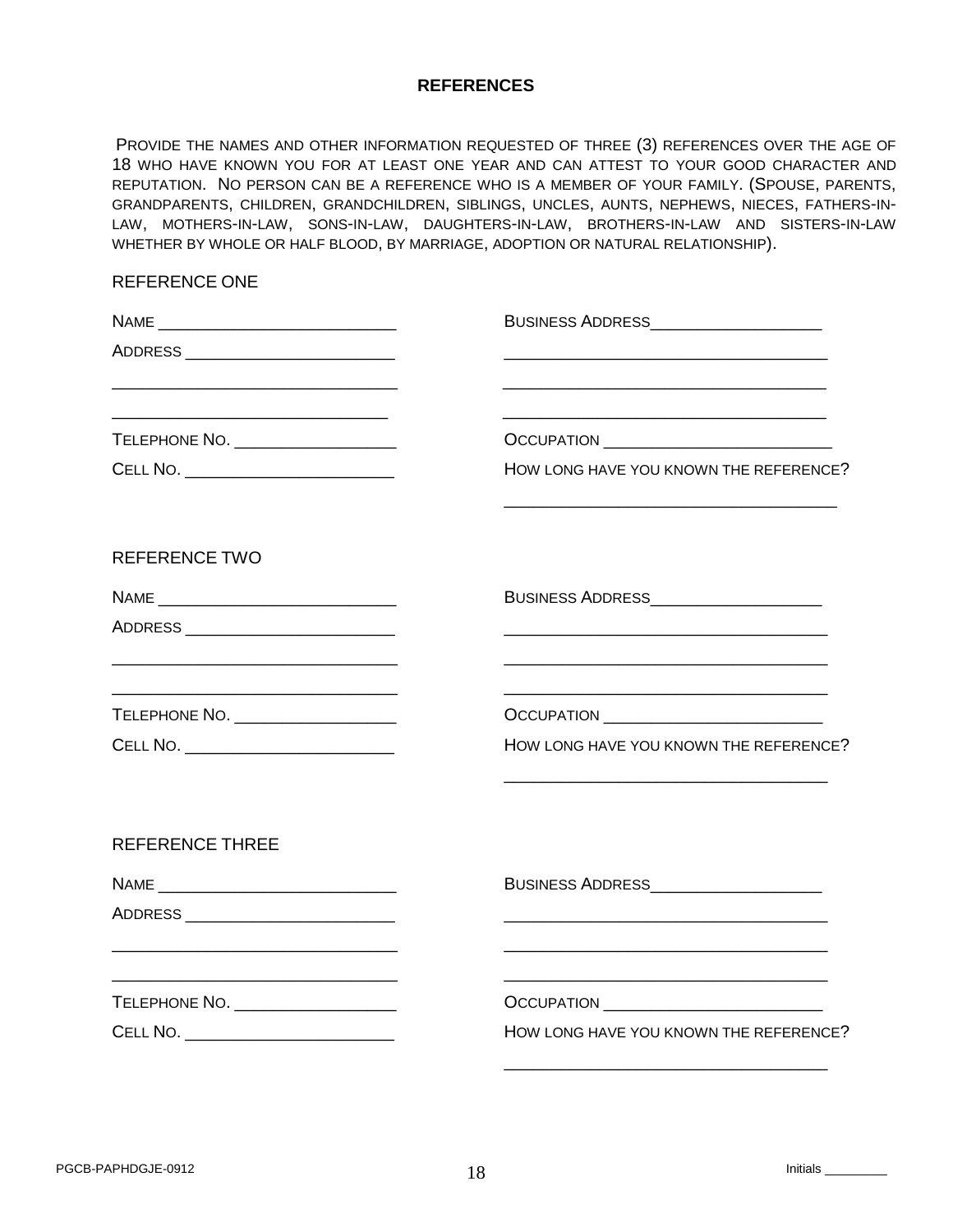## REFERENCES

PROVIDE THE NAMES AND OTHER INFORMATION REQUESTED OF THREE (3) REFERENCES OVER THE AGE OF 18 WHO HAVE KNOWN YOU FOR AT LEAST ONE YEAR AND CAN ATTEST TO YOUR GOOD CHARACTER AND REPUTATION. NO PERSON CAN BE A REFERENCE WHO IS A MEMBER OF YOUR FAMILY. (SPOUSE, PARENTS, GRANDPARENTS, CHILDREN, GRANDCHILDREN, SIBLINGS, UNCLES, AUNTS, NEPHEWS, NIECES, FATHERS-IN-LAW, MOTHERS-IN-LAW, SONS-IN-LAW, DAUGHTERS-IN-LAW, BROTHERS-IN-LAW AND SISTERS-IN-LAW WHETHER BY WHOLE OR HALF BLOOD, BY MARRIAGE, ADOPTION OR NATURAL RELATIONSHIP).

### REFERENCE ONE

NAME ___________________________

ADDRESS ________________________

________________________________

________________________________

TELEPHONE NO. __________________

CELL NO. _______________________

BUSINESS ADDRESS___________________

___________________________________

___________________________________

___________________________________

OCCUPATION _________________________

HOW LONG HAVE YOU KNOWN THE REFERENCE?

___________________________________

### REFERENCE TWO

NAME ___________________________

ADDRESS ________________________

________________________________

________________________________

TELEPHONE NO. __________________

CELL NO. _______________________

BUSINESS ADDRESS___________________

___________________________________

___________________________________

___________________________________

OCCUPATION _________________________

HOW LONG HAVE YOU KNOWN THE REFERENCE?

___________________________________

### REFERENCE THREE

NAME ___________________________

ADDRESS ________________________

________________________________

________________________________

TELEPHONE NO. __________________

CELL NO. _______________________

BUSINESS ADDRESS___________________

___________________________________

___________________________________

___________________________________

OCCUPATION _________________________

HOW LONG HAVE YOU KNOWN THE REFERENCE?

___________________________________

Initials _________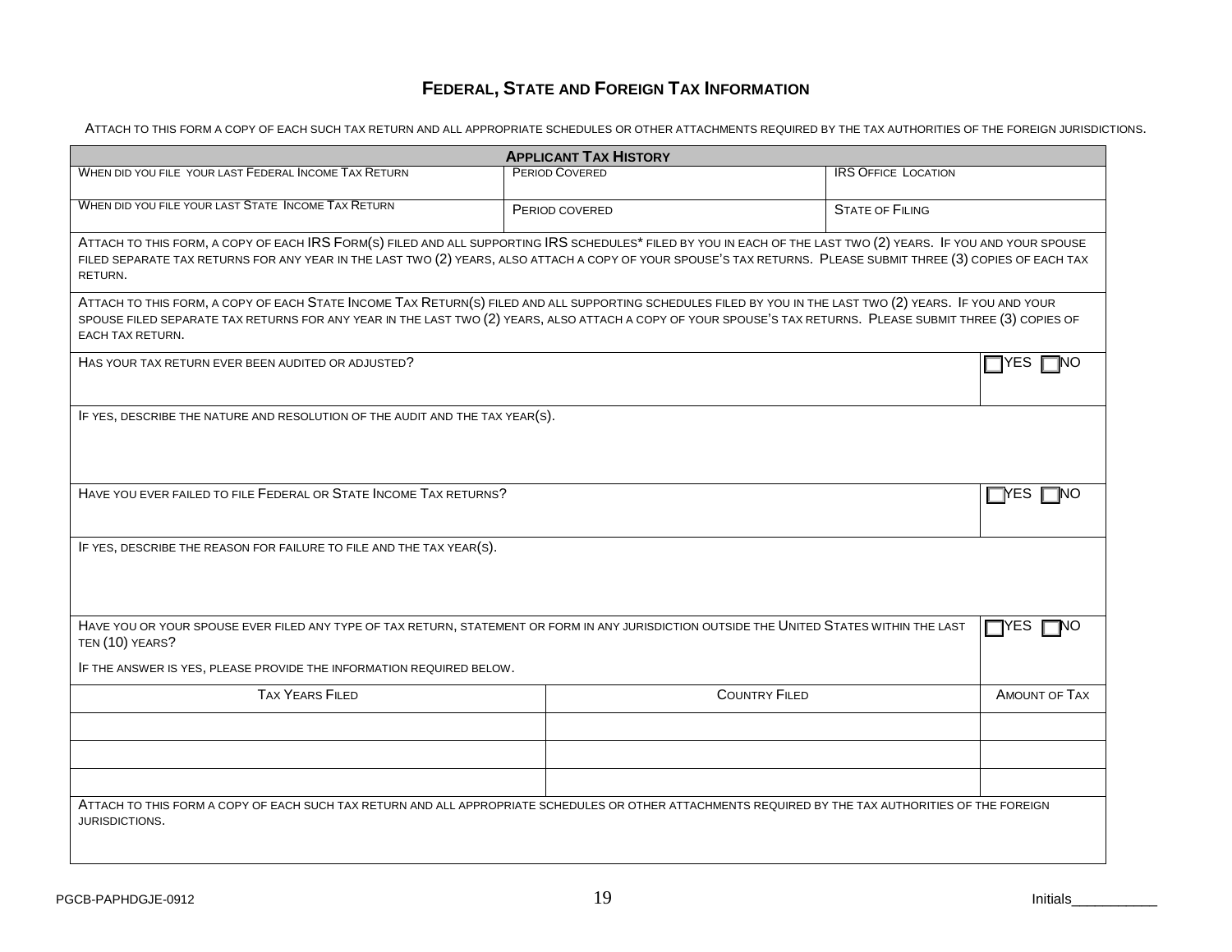# Federal, State and Foreign Tax Information

Attach to this form a copy of each such tax return and all appropriate schedules or other attachments required by the tax authorities of the foreign jurisdictions.

| Applicant Tax History | | |
|---|---|---|
| When did you file your last Federal Income Tax Return | Period Covered | IRS Office Location |
| When did you file your last State Income Tax Return | Period covered | State of Filing |

Attach to this form, a copy of each IRS Form(s) filed and all supporting IRS schedules* filed by you in each of the last two (2) years. If you and your spouse filed separate tax returns for any year in the last two (2) years, also attach a copy of your spouse's tax returns. Please submit three (3) copies of each tax return.

Attach to this form, a copy of each State Income Tax Return(s) filed and all supporting schedules filed by you in the last two (2) years. If you and your spouse filed separate tax returns for any year in the last two (2) years, also attach a copy of your spouse's tax returns. Please submit three (3) copies of each tax return.

| | |
|---|---|
| Has your tax return ever been audited or adjusted? | ☐ YES ☐ NO |
| If yes, describe the nature and resolution of the audit and the tax year(s). | |
| Have you ever failed to file Federal or State Income Tax returns? | ☐ YES ☐ NO |
| If yes, describe the reason for failure to file and the tax year(s). | |
| Have you or your spouse ever filed any type of tax return, statement or form in any jurisdiction outside the United States within the last ten (10) years? If the answer is yes, please provide the information required below. | ☐ YES ☐ NO |

| Tax Years Filed | Country Filed | Amount of Tax |
|---|---|---|
| | | |
| | | |
| | | |

Attach to this form a copy of each such tax return and all appropriate schedules or other attachments required by the tax authorities of the foreign jurisdictions.

PGCB-PAPHDGJE-0912

Initials___________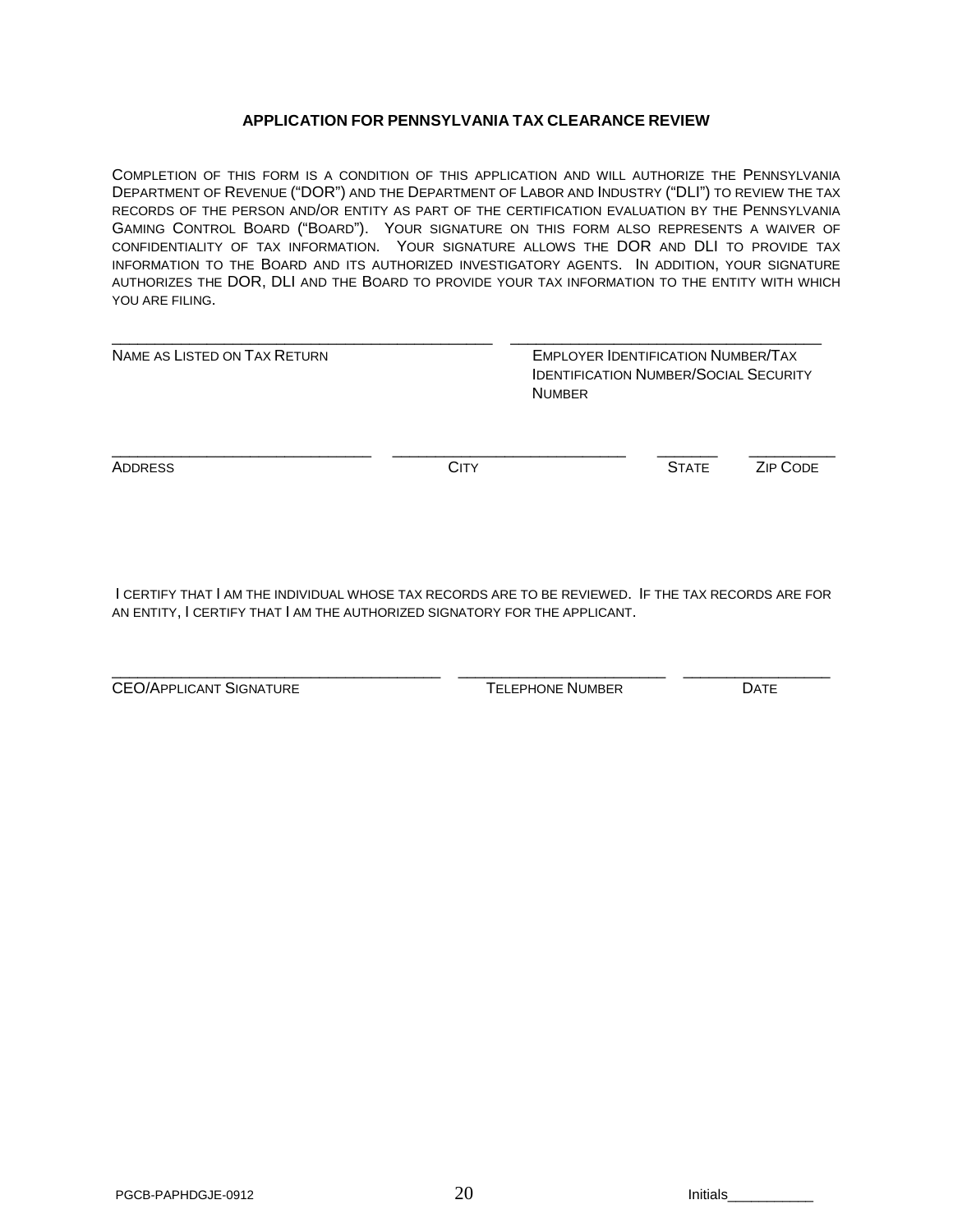**APPLICATION FOR PENNSYLVANIA TAX CLEARANCE REVIEW**

COMPLETION OF THIS FORM IS A CONDITION OF THIS APPLICATION AND WILL AUTHORIZE THE PENNSYLVANIA DEPARTMENT OF REVENUE ("DOR") AND THE DEPARTMENT OF LABOR AND INDUSTRY ("DLI") TO REVIEW THE TAX RECORDS OF THE PERSON AND/OR ENTITY AS PART OF THE CERTIFICATION EVALUATION BY THE PENNSYLVANIA GAMING CONTROL BOARD ("BOARD"). YOUR SIGNATURE ON THIS FORM ALSO REPRESENTS A WAIVER OF CONFIDENTIALITY OF TAX INFORMATION. YOUR SIGNATURE ALLOWS THE DOR AND DLI TO PROVIDE TAX INFORMATION TO THE BOARD AND ITS AUTHORIZED INVESTIGATORY AGENTS. IN ADDITION, YOUR SIGNATURE AUTHORIZES THE DOR, DLI AND THE BOARD TO PROVIDE YOUR TAX INFORMATION TO THE ENTITY WITH WHICH YOU ARE FILING.

| ________________________________ | ________________________________ |
|---|---|
| NAME AS LISTED ON TAX RETURN | EMPLOYER IDENTIFICATION NUMBER/TAX IDENTIFICATION NUMBER/SOCIAL SECURITY NUMBER |

| ____________________ | ____________________ | ________ | ________ |
|---|---|---|---|
| ADDRESS | CITY | STATE | ZIP CODE |

I CERTIFY THAT I AM THE INDIVIDUAL WHOSE TAX RECORDS ARE TO BE REVIEWED. IF THE TAX RECORDS ARE FOR AN ENTITY, I CERTIFY THAT I AM THE AUTHORIZED SIGNATORY FOR THE APPLICANT.

| ________________________ | ____________________ | ____________ |
|---|---|---|
| CEO/APPLICANT SIGNATURE | TELEPHONE NUMBER | DATE |

PGCB-PAPHDGJE-0912

Initials___________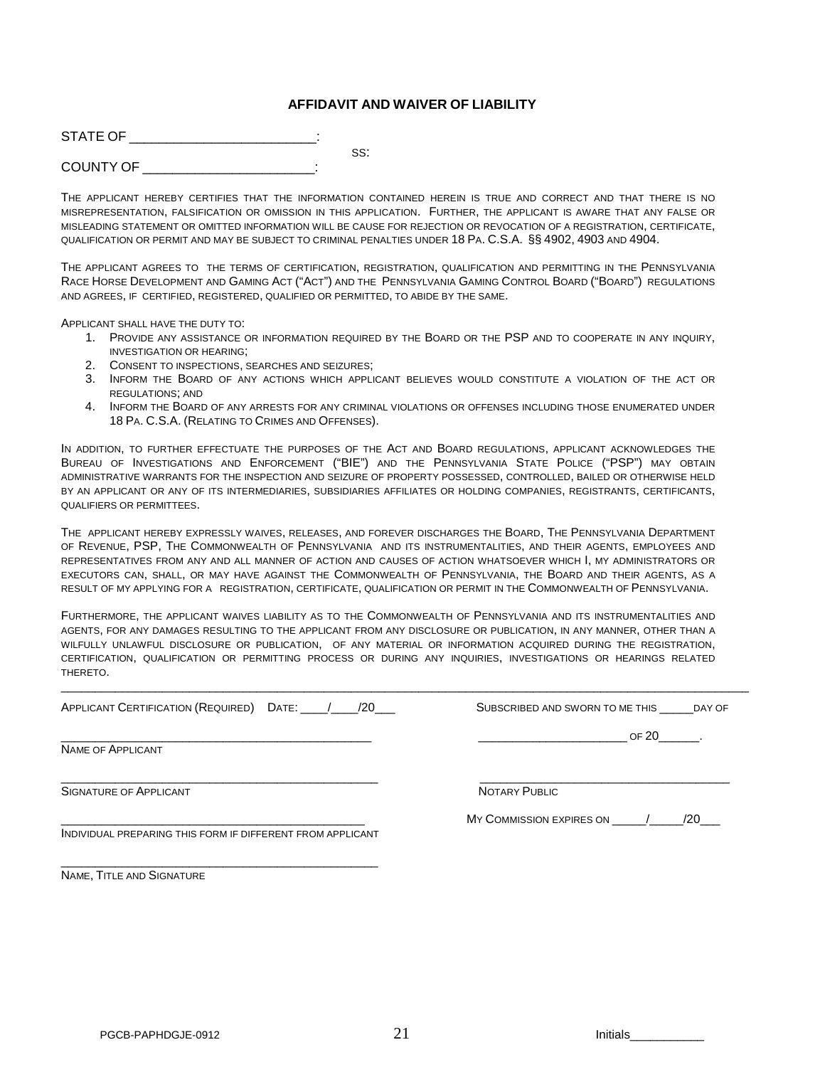## AFFIDAVIT AND WAIVER OF LIABILITY

STATE OF _________________________:

SS:

COUNTY OF _______________________:

THE APPLICANT HEREBY CERTIFIES THAT THE INFORMATION CONTAINED HEREIN IS TRUE AND CORRECT AND THAT THERE IS NO MISREPRESENTATION, FALSIFICATION OR OMISSION IN THIS APPLICATION. FURTHER, THE APPLICANT IS AWARE THAT ANY FALSE OR MISLEADING STATEMENT OR OMITTED INFORMATION WILL BE CAUSE FOR REJECTION OR REVOCATION OF A REGISTRATION, CERTIFICATE, QUALIFICATION OR PERMIT AND MAY BE SUBJECT TO CRIMINAL PENALTIES UNDER 18 PA. C.S.A. §§ 4902, 4903 AND 4904.

THE APPLICANT AGREES TO THE TERMS OF CERTIFICATION, REGISTRATION, QUALIFICATION AND PERMITTING IN THE PENNSYLVANIA RACE HORSE DEVELOPMENT AND GAMING ACT ("ACT") AND THE PENNSYLVANIA GAMING CONTROL BOARD ("BOARD") REGULATIONS AND AGREES, IF CERTIFIED, REGISTERED, QUALIFIED OR PERMITTED, TO ABIDE BY THE SAME.

APPLICANT SHALL HAVE THE DUTY TO:

1. PROVIDE ANY ASSISTANCE OR INFORMATION REQUIRED BY THE BOARD OR THE PSP AND TO COOPERATE IN ANY INQUIRY, INVESTIGATION OR HEARING;
2. CONSENT TO INSPECTIONS, SEARCHES AND SEIZURES;
3. INFORM THE BOARD OF ANY ACTIONS WHICH APPLICANT BELIEVES WOULD CONSTITUTE A VIOLATION OF THE ACT OR REGULATIONS; AND
4. INFORM THE BOARD OF ANY ARRESTS FOR ANY CRIMINAL VIOLATIONS OR OFFENSES INCLUDING THOSE ENUMERATED UNDER 18 PA. C.S.A. (RELATING TO CRIMES AND OFFENSES).

IN ADDITION, TO FURTHER EFFECTUATE THE PURPOSES OF THE ACT AND BOARD REGULATIONS, APPLICANT ACKNOWLEDGES THE BUREAU OF INVESTIGATIONS AND ENFORCEMENT ("BIE") AND THE PENNSYLVANIA STATE POLICE ("PSP") MAY OBTAIN ADMINISTRATIVE WARRANTS FOR THE INSPECTION AND SEIZURE OF PROPERTY POSSESSED, CONTROLLED, BAILED OR OTHERWISE HELD BY AN APPLICANT OR ANY OF ITS INTERMEDIARIES, SUBSIDIARIES AFFILIATES OR HOLDING COMPANIES, REGISTRANTS, CERTIFICANTS, QUALIFIERS OR PERMITTEES.

THE APPLICANT HEREBY EXPRESSLY WAIVES, RELEASES, AND FOREVER DISCHARGES THE BOARD, THE PENNSYLVANIA DEPARTMENT OF REVENUE, PSP, THE COMMONWEALTH OF PENNSYLVANIA AND ITS INSTRUMENTALITIES, AND THEIR AGENTS, EMPLOYEES AND REPRESENTATIVES FROM ANY AND ALL MANNER OF ACTION AND CAUSES OF ACTION WHATSOEVER WHICH I, MY ADMINISTRATORS OR EXECUTORS CAN, SHALL, OR MAY HAVE AGAINST THE COMMONWEALTH OF PENNSYLVANIA, THE BOARD AND THEIR AGENTS, AS A RESULT OF MY APPLYING FOR A REGISTRATION, CERTIFICATE, QUALIFICATION OR PERMIT IN THE COMMONWEALTH OF PENNSYLVANIA.

FURTHERMORE, THE APPLICANT WAIVES LIABILITY AS TO THE COMMONWEALTH OF PENNSYLVANIA AND ITS INSTRUMENTALITIES AND AGENTS, FOR ANY DAMAGES RESULTING TO THE APPLICANT FROM ANY DISCLOSURE OR PUBLICATION, IN ANY MANNER, OTHER THAN A WILFULLY UNLAWFUL DISCLOSURE OR PUBLICATION, OF ANY MATERIAL OR INFORMATION ACQUIRED DURING THE REGISTRATION, CERTIFICATION, QUALIFICATION OR PERMITTING PROCESS OR DURING ANY INQUIRIES, INVESTIGATIONS OR HEARINGS RELATED THERETO.

---

APPLICANT CERTIFICATION (REQUIRED) DATE: ____/____/20___

_____________________________________________
NAME OF APPLICANT

_____________________________________________
SIGNATURE OF APPLICANT

_____________________________________________
INDIVIDUAL PREPARING THIS FORM IF DIFFERENT FROM APPLICANT

_____________________________________________
NAME, TITLE AND SIGNATURE

SUBSCRIBED AND SWORN TO ME THIS _____DAY OF

______________________ OF 20______.

_____________________________________
NOTARY PUBLIC

MY COMMISSION EXPIRES ON _____/_____/20___

PGCB-PAPHDGJE-0912

Initials___________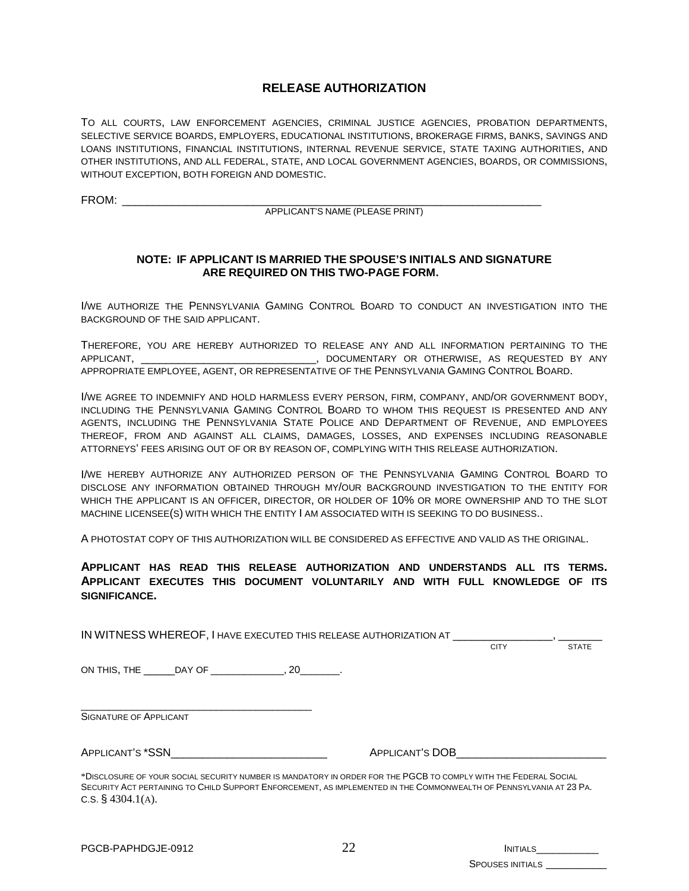## RELEASE AUTHORIZATION

TO ALL COURTS, LAW ENFORCEMENT AGENCIES, CRIMINAL JUSTICE AGENCIES, PROBATION DEPARTMENTS, SELECTIVE SERVICE BOARDS, EMPLOYERS, EDUCATIONAL INSTITUTIONS, BROKERAGE FIRMS, BANKS, SAVINGS AND LOANS INSTITUTIONS, FINANCIAL INSTITUTIONS, INTERNAL REVENUE SERVICE, STATE TAXING AUTHORITIES, AND OTHER INSTITUTIONS, AND ALL FEDERAL, STATE, AND LOCAL GOVERNMENT AGENCIES, BOARDS, OR COMMISSIONS, WITHOUT EXCEPTION, BOTH FOREIGN AND DOMESTIC.

FROM: ________________________________________________________________
APPLICANT'S NAME (PLEASE PRINT)

**NOTE: IF APPLICANT IS MARRIED THE SPOUSE'S INITIALS AND SIGNATURE ARE REQUIRED ON THIS TWO-PAGE FORM.**

I/WE AUTHORIZE THE PENNSYLVANIA GAMING CONTROL BOARD TO CONDUCT AN INVESTIGATION INTO THE BACKGROUND OF THE SAID APPLICANT.

THEREFORE, YOU ARE HEREBY AUTHORIZED TO RELEASE ANY AND ALL INFORMATION PERTAINING TO THE APPLICANT, ______________________________, DOCUMENTARY OR OTHERWISE, AS REQUESTED BY ANY APPROPRIATE EMPLOYEE, AGENT, OR REPRESENTATIVE OF THE PENNSYLVANIA GAMING CONTROL BOARD.

I/WE AGREE TO INDEMNIFY AND HOLD HARMLESS EVERY PERSON, FIRM, COMPANY, AND/OR GOVERNMENT BODY, INCLUDING THE PENNSYLVANIA GAMING CONTROL BOARD TO WHOM THIS REQUEST IS PRESENTED AND ANY AGENTS, INCLUDING THE PENNSYLVANIA STATE POLICE AND DEPARTMENT OF REVENUE, AND EMPLOYEES THEREOF, FROM AND AGAINST ALL CLAIMS, DAMAGES, LOSSES, AND EXPENSES INCLUDING REASONABLE ATTORNEYS' FEES ARISING OUT OF OR BY REASON OF, COMPLYING WITH THIS RELEASE AUTHORIZATION.

I/WE HEREBY AUTHORIZE ANY AUTHORIZED PERSON OF THE PENNSYLVANIA GAMING CONTROL BOARD TO DISCLOSE ANY INFORMATION OBTAINED THROUGH MY/OUR BACKGROUND INVESTIGATION TO THE ENTITY FOR WHICH THE APPLICANT IS AN OFFICER, DIRECTOR, OR HOLDER OF 10% OR MORE OWNERSHIP AND TO THE SLOT MACHINE LICENSEE(S) WITH WHICH THE ENTITY I AM ASSOCIATED WITH IS SEEKING TO DO BUSINESS..

A PHOTOSTAT COPY OF THIS AUTHORIZATION WILL BE CONSIDERED AS EFFECTIVE AND VALID AS THE ORIGINAL.

**APPLICANT HAS READ THIS RELEASE AUTHORIZATION AND UNDERSTANDS ALL ITS TERMS. APPLICANT EXECUTES THIS DOCUMENT VOLUNTARILY AND WITH FULL KNOWLEDGE OF ITS SIGNIFICANCE.**

IN WITNESS WHEREOF, I HAVE EXECUTED THIS RELEASE AUTHORIZATION AT ________________, _______
CITY STATE

ON THIS, THE _____DAY OF _____________, 20_______.

______________________________________
SIGNATURE OF APPLICANT

APPLICANT'S *SSN_________________________ APPLICANT'S DOB________________________

*DISCLOSURE OF YOUR SOCIAL SECURITY NUMBER IS MANDATORY IN ORDER FOR THE PGCB TO COMPLY WITH THE FEDERAL SOCIAL SECURITY ACT PERTAINING TO CHILD SUPPORT ENFORCEMENT, AS IMPLEMENTED IN THE COMMONWEALTH OF PENNSYLVANIA AT 23 PA. C.S. § 4304.1(A).

PGCB-PAPHDGJE-0912

INITIALS___________

SPOUSES INITIALS ___________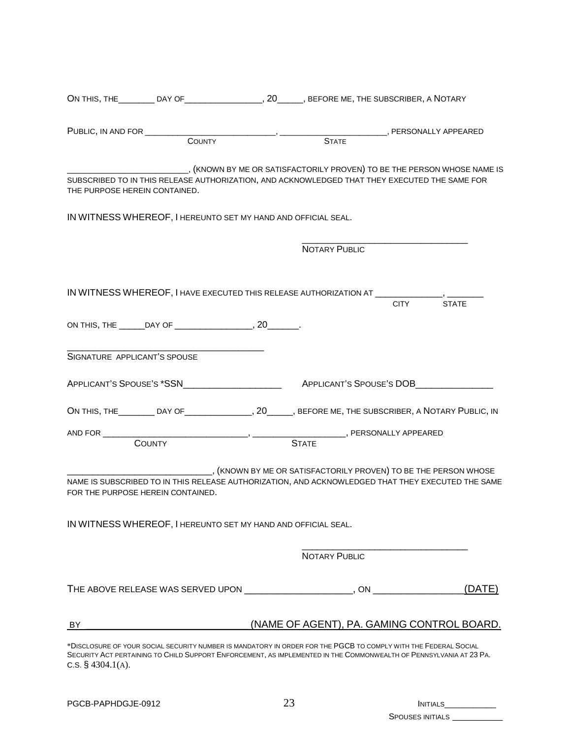ON THIS, THE_______ DAY OF_______________, 20_____, BEFORE ME, THE SUBSCRIBER, A NOTARY

PUBLIC, IN AND FOR ___________________________, ______________________, PERSONALLY APPEARED
COUNTY STATE

_________________________, (KNOWN BY ME OR SATISFACTORILY PROVEN) TO BE THE PERSON WHOSE NAME IS SUBSCRIBED TO IN THIS RELEASE AUTHORIZATION, AND ACKNOWLEDGED THAT THEY EXECUTED THE SAME FOR THE PURPOSE HEREIN CONTAINED.

IN WITNESS WHEREOF, I HEREUNTO SET MY HAND AND OFFICIAL SEAL.

_________________________________
NOTARY PUBLIC

IN WITNESS WHEREOF, I HAVE EXECUTED THIS RELEASE AUTHORIZATION AT _____________, _______
CITY STATE

ON THIS, THE _____DAY OF ________________, 20______.

_______________________________________
SIGNATURE APPLICANT'S SPOUSE

APPLICANT'S SPOUSE'S *SSN___________________ APPLICANT'S SPOUSE'S DOB_______________

ON THIS, THE_______ DAY OF_____________, 20_____, BEFORE ME, THE SUBSCRIBER, A NOTARY PUBLIC, IN

AND FOR _____________________________, __________________, PERSONALLY APPEARED
COUNTY STATE

_____________________________, (KNOWN BY ME OR SATISFACTORILY PROVEN) TO BE THE PERSON WHOSE NAME IS SUBSCRIBED TO IN THIS RELEASE AUTHORIZATION, AND ACKNOWLEDGED THAT THEY EXECUTED THE SAME FOR THE PURPOSE HEREIN CONTAINED.

IN WITNESS WHEREOF, I HEREUNTO SET MY HAND AND OFFICIAL SEAL.

_________________________________
NOTARY PUBLIC

THE ABOVE RELEASE WAS SERVED UPON ____________________, ON ________________(DATE)

BY _____________________________(NAME OF AGENT), PA. GAMING CONTROL BOARD.

*DISCLOSURE OF YOUR SOCIAL SECURITY NUMBER IS MANDATORY IN ORDER FOR THE PGCB TO COMPLY WITH THE FEDERAL SOCIAL SECURITY ACT PERTAINING TO CHILD SUPPORT ENFORCEMENT, AS IMPLEMENTED IN THE COMMONWEALTH OF PENNSYLVANIA AT 23 PA. C.S. § 4304.1(A).

PGCB-PAPHDGJE-0912

INITIALS___________

SPOUSES INITIALS ___________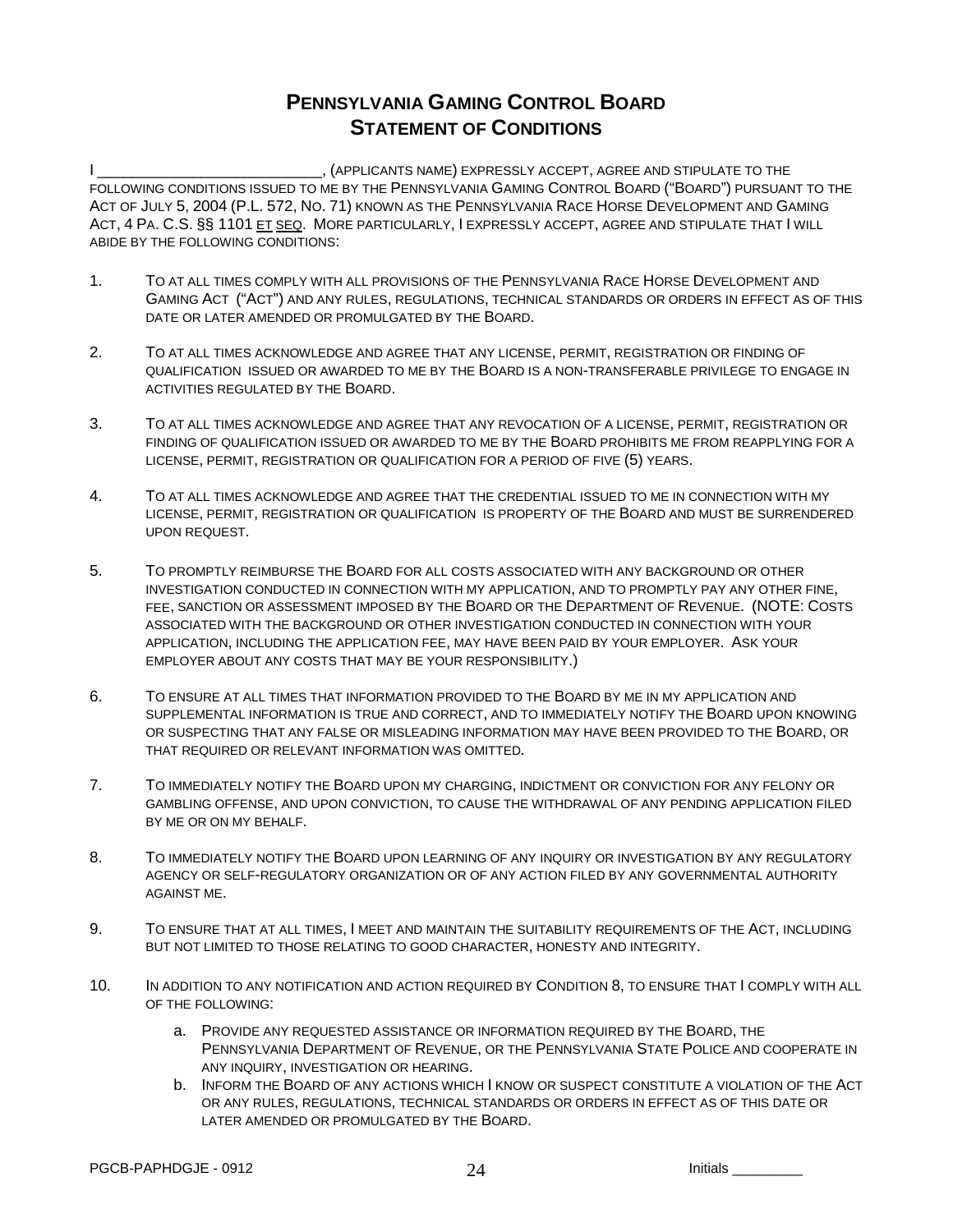# PENNSYLVANIA GAMING CONTROL BOARD
## STATEMENT OF CONDITIONS

I ___________________________, (APPLICANTS NAME) EXPRESSLY ACCEPT, AGREE AND STIPULATE TO THE FOLLOWING CONDITIONS ISSUED TO ME BY THE PENNSYLVANIA GAMING CONTROL BOARD ("BOARD") PURSUANT TO THE ACT OF JULY 5, 2004 (P.L. 572, NO. 71) KNOWN AS THE PENNSYLVANIA RACE HORSE DEVELOPMENT AND GAMING ACT, 4 PA. C.S. §§ 1101 ET SEQ. MORE PARTICULARLY, I EXPRESSLY ACCEPT, AGREE AND STIPULATE THAT I WILL ABIDE BY THE FOLLOWING CONDITIONS:

1. TO AT ALL TIMES COMPLY WITH ALL PROVISIONS OF THE PENNSYLVANIA RACE HORSE DEVELOPMENT AND GAMING ACT ("ACT") AND ANY RULES, REGULATIONS, TECHNICAL STANDARDS OR ORDERS IN EFFECT AS OF THIS DATE OR LATER AMENDED OR PROMULGATED BY THE BOARD.

2. TO AT ALL TIMES ACKNOWLEDGE AND AGREE THAT ANY LICENSE, PERMIT, REGISTRATION OR FINDING OF QUALIFICATION ISSUED OR AWARDED TO ME BY THE BOARD IS A NON-TRANSFERABLE PRIVILEGE TO ENGAGE IN ACTIVITIES REGULATED BY THE BOARD.

3. TO AT ALL TIMES ACKNOWLEDGE AND AGREE THAT ANY REVOCATION OF A LICENSE, PERMIT, REGISTRATION OR FINDING OF QUALIFICATION ISSUED OR AWARDED TO ME BY THE BOARD PROHIBITS ME FROM REAPPLYING FOR A LICENSE, PERMIT, REGISTRATION OR QUALIFICATION FOR A PERIOD OF FIVE (5) YEARS.

4. TO AT ALL TIMES ACKNOWLEDGE AND AGREE THAT THE CREDENTIAL ISSUED TO ME IN CONNECTION WITH MY LICENSE, PERMIT, REGISTRATION OR QUALIFICATION IS PROPERTY OF THE BOARD AND MUST BE SURRENDERED UPON REQUEST.

5. TO PROMPTLY REIMBURSE THE BOARD FOR ALL COSTS ASSOCIATED WITH ANY BACKGROUND OR OTHER INVESTIGATION CONDUCTED IN CONNECTION WITH MY APPLICATION, AND TO PROMPTLY PAY ANY OTHER FINE, FEE, SANCTION OR ASSESSMENT IMPOSED BY THE BOARD OR THE DEPARTMENT OF REVENUE. (NOTE: COSTS ASSOCIATED WITH THE BACKGROUND OR OTHER INVESTIGATION CONDUCTED IN CONNECTION WITH YOUR APPLICATION, INCLUDING THE APPLICATION FEE, MAY HAVE BEEN PAID BY YOUR EMPLOYER. ASK YOUR EMPLOYER ABOUT ANY COSTS THAT MAY BE YOUR RESPONSIBILITY.)

6. TO ENSURE AT ALL TIMES THAT INFORMATION PROVIDED TO THE BOARD BY ME IN MY APPLICATION AND SUPPLEMENTAL INFORMATION IS TRUE AND CORRECT, AND TO IMMEDIATELY NOTIFY THE BOARD UPON KNOWING OR SUSPECTING THAT ANY FALSE OR MISLEADING INFORMATION MAY HAVE BEEN PROVIDED TO THE BOARD, OR THAT REQUIRED OR RELEVANT INFORMATION WAS OMITTED.

7. TO IMMEDIATELY NOTIFY THE BOARD UPON MY CHARGING, INDICTMENT OR CONVICTION FOR ANY FELONY OR GAMBLING OFFENSE, AND UPON CONVICTION, TO CAUSE THE WITHDRAWAL OF ANY PENDING APPLICATION FILED BY ME OR ON MY BEHALF.

8. TO IMMEDIATELY NOTIFY THE BOARD UPON LEARNING OF ANY INQUIRY OR INVESTIGATION BY ANY REGULATORY AGENCY OR SELF-REGULATORY ORGANIZATION OR OF ANY ACTION FILED BY ANY GOVERNMENTAL AUTHORITY AGAINST ME.

9. TO ENSURE THAT AT ALL TIMES, I MEET AND MAINTAIN THE SUITABILITY REQUIREMENTS OF THE ACT, INCLUDING BUT NOT LIMITED TO THOSE RELATING TO GOOD CHARACTER, HONESTY AND INTEGRITY.

10. IN ADDITION TO ANY NOTIFICATION AND ACTION REQUIRED BY CONDITION 8, TO ENSURE THAT I COMPLY WITH ALL OF THE FOLLOWING:
    a. PROVIDE ANY REQUESTED ASSISTANCE OR INFORMATION REQUIRED BY THE BOARD, THE PENNSYLVANIA DEPARTMENT OF REVENUE, OR THE PENNSYLVANIA STATE POLICE AND COOPERATE IN ANY INQUIRY, INVESTIGATION OR HEARING.
    b. INFORM THE BOARD OF ANY ACTIONS WHICH I KNOW OR SUSPECT CONSTITUTE A VIOLATION OF THE ACT OR ANY RULES, REGULATIONS, TECHNICAL STANDARDS OR ORDERS IN EFFECT AS OF THIS DATE OR LATER AMENDED OR PROMULGATED BY THE BOARD.

PGCB-PAPHDGJE - 0912 Initials _________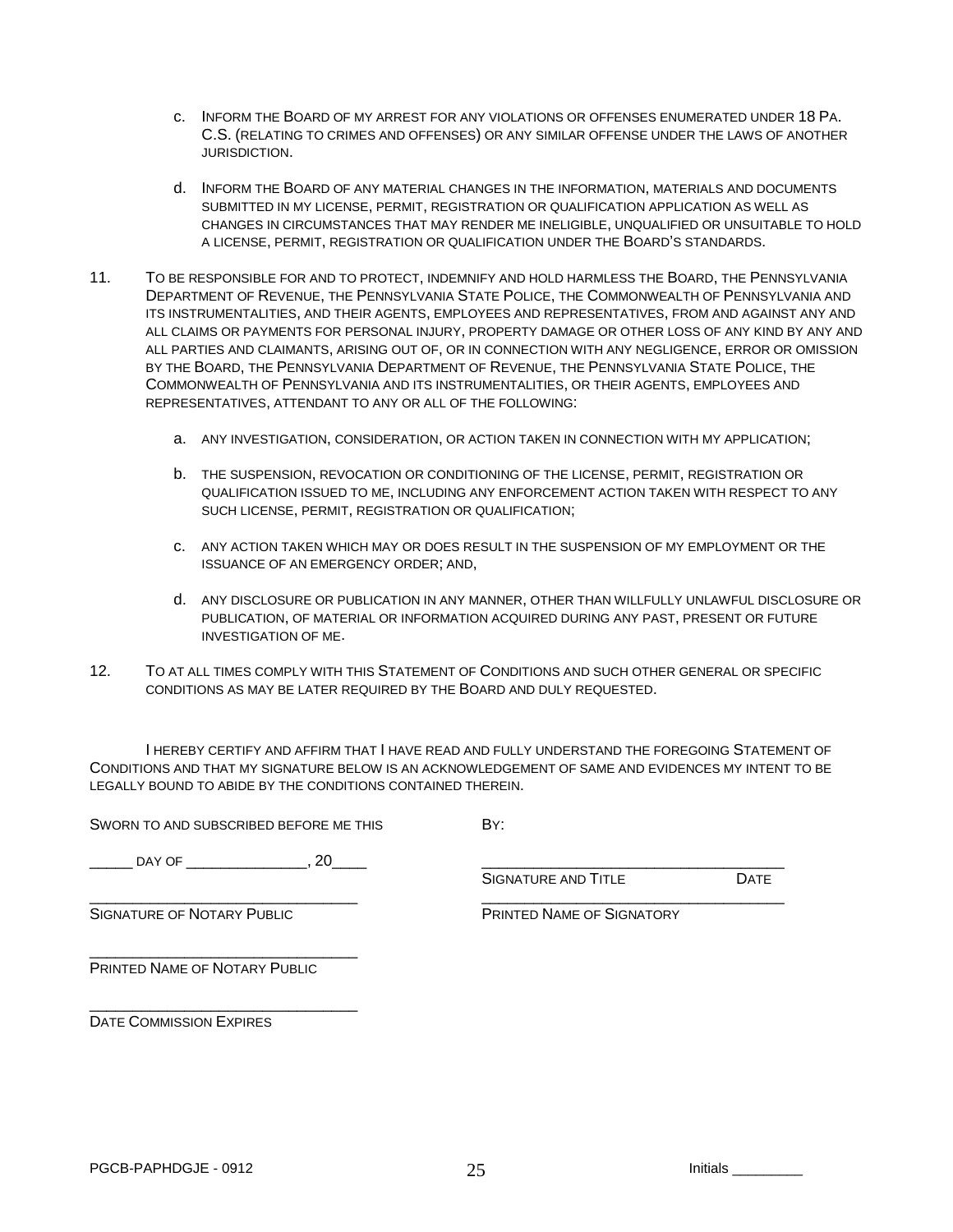c. INFORM THE BOARD OF MY ARREST FOR ANY VIOLATIONS OR OFFENSES ENUMERATED UNDER 18 PA. C.S. (RELATING TO CRIMES AND OFFENSES) OR ANY SIMILAR OFFENSE UNDER THE LAWS OF ANOTHER JURISDICTION.

d. INFORM THE BOARD OF ANY MATERIAL CHANGES IN THE INFORMATION, MATERIALS AND DOCUMENTS SUBMITTED IN MY LICENSE, PERMIT, REGISTRATION OR QUALIFICATION APPLICATION AS WELL AS CHANGES IN CIRCUMSTANCES THAT MAY RENDER ME INELIGIBLE, UNQUALIFIED OR UNSUITABLE TO HOLD A LICENSE, PERMIT, REGISTRATION OR QUALIFICATION UNDER THE BOARD'S STANDARDS.

11. TO BE RESPONSIBLE FOR AND TO PROTECT, INDEMNIFY AND HOLD HARMLESS THE BOARD, THE PENNSYLVANIA DEPARTMENT OF REVENUE, THE PENNSYLVANIA STATE POLICE, THE COMMONWEALTH OF PENNSYLVANIA AND ITS INSTRUMENTALITIES, AND THEIR AGENTS, EMPLOYEES AND REPRESENTATIVES, FROM AND AGAINST ANY AND ALL CLAIMS OR PAYMENTS FOR PERSONAL INJURY, PROPERTY DAMAGE OR OTHER LOSS OF ANY KIND BY ANY AND ALL PARTIES AND CLAIMANTS, ARISING OUT OF, OR IN CONNECTION WITH ANY NEGLIGENCE, ERROR OR OMISSION BY THE BOARD, THE PENNSYLVANIA DEPARTMENT OF REVENUE, THE PENNSYLVANIA STATE POLICE, THE COMMONWEALTH OF PENNSYLVANIA AND ITS INSTRUMENTALITIES, OR THEIR AGENTS, EMPLOYEES AND REPRESENTATIVES, ATTENDANT TO ANY OR ALL OF THE FOLLOWING:

   a. ANY INVESTIGATION, CONSIDERATION, OR ACTION TAKEN IN CONNECTION WITH MY APPLICATION;

   b. THE SUSPENSION, REVOCATION OR CONDITIONING OF THE LICENSE, PERMIT, REGISTRATION OR QUALIFICATION ISSUED TO ME, INCLUDING ANY ENFORCEMENT ACTION TAKEN WITH RESPECT TO ANY SUCH LICENSE, PERMIT, REGISTRATION OR QUALIFICATION;

   c. ANY ACTION TAKEN WHICH MAY OR DOES RESULT IN THE SUSPENSION OF MY EMPLOYMENT OR THE ISSUANCE OF AN EMERGENCY ORDER; AND,

   d. ANY DISCLOSURE OR PUBLICATION IN ANY MANNER, OTHER THAN WILLFULLY UNLAWFUL DISCLOSURE OR PUBLICATION, OF MATERIAL OR INFORMATION ACQUIRED DURING ANY PAST, PRESENT OR FUTURE INVESTIGATION OF ME.

12. TO AT ALL TIMES COMPLY WITH THIS STATEMENT OF CONDITIONS AND SUCH OTHER GENERAL OR SPECIFIC CONDITIONS AS MAY BE LATER REQUIRED BY THE BOARD AND DULY REQUESTED.

I HEREBY CERTIFY AND AFFIRM THAT I HAVE READ AND FULLY UNDERSTAND THE FOREGOING STATEMENT OF CONDITIONS AND THAT MY SIGNATURE BELOW IS AN ACKNOWLEDGEMENT OF SAME AND EVIDENCES MY INTENT TO BE LEGALLY BOUND TO ABIDE BY THE CONDITIONS CONTAINED THEREIN.

SWORN TO AND SUBSCRIBED BEFORE ME THIS

_____ DAY OF _______________, 20____

________________________________
SIGNATURE OF NOTARY PUBLIC

________________________________
PRINTED NAME OF NOTARY PUBLIC

________________________________
DATE COMMISSION EXPIRES

BY:

____________________________________
SIGNATURE AND TITLE DATE

____________________________________
PRINTED NAME OF SIGNATORY

PGCB-PAPHDGJE - 0912

Initials _________